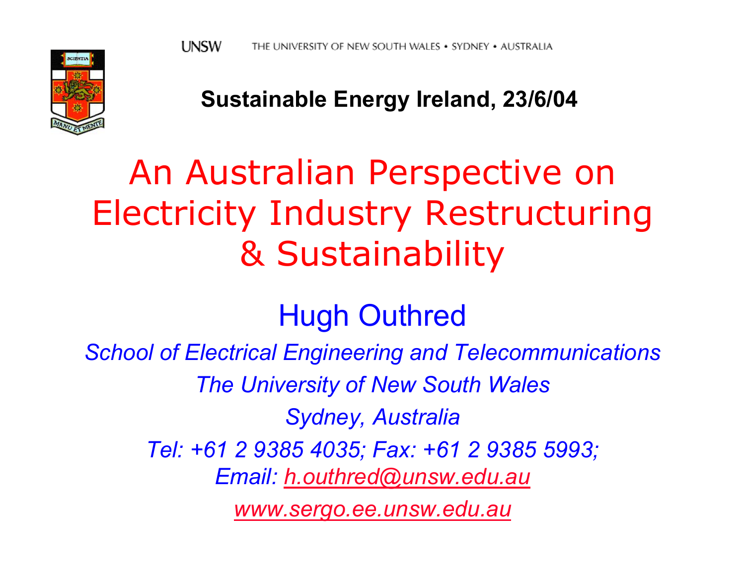UNSW THE UNIVERSITY OF NEW SOUTH WALES • SYDNEY • AUSTRALIA

**Sustainable Energy Ireland, 23/6/04**

# An Australian Perspective on Electricity Industry Restructuring & Sustainability

## Hugh Outhred

*School of Electrical Engineering and Telecommunications*

*The University of New South Wales*

*Sydney, Australia*

*Tel: +61 2 9385 4035; Fax: +61 2 9385 5993;*
*Email: h.outhred@unsw.edu.au*

*www.sergo.ee.unsw.edu.au*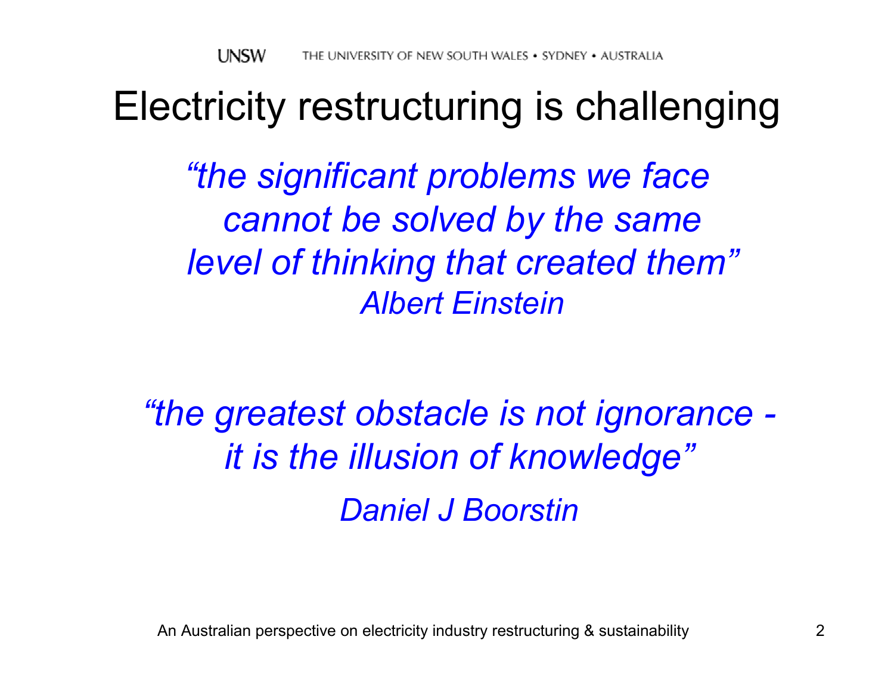# Electricity restructuring is challenging

*"the significant problems we face cannot be solved by the same level of thinking that created them"*
*Albert Einstein*

*"the greatest obstacle is not ignorance - it is the illusion of knowledge"*
*Daniel J Boorstin*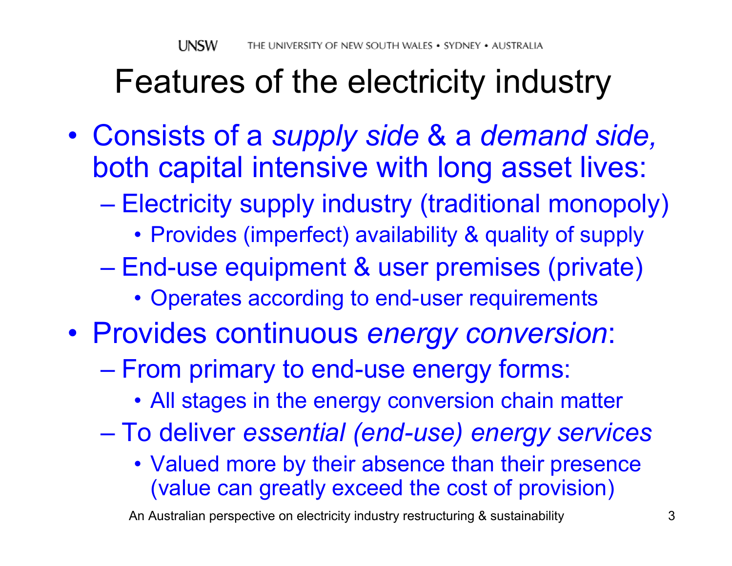# Features of the electricity industry

- Consists of a *supply side* & a *demand side,* both capital intensive with long asset lives:
  - Electricity supply industry (traditional monopoly)
    - Provides (imperfect) availability & quality of supply
  - End-use equipment & user premises (private)
    - Operates according to end-user requirements
- Provides continuous *energy conversion*:
  - From primary to end-use energy forms:
    - All stages in the energy conversion chain matter
  - To deliver *essential (end-use) energy services*
    - Valued more by their absence than their presence (value can greatly exceed the cost of provision)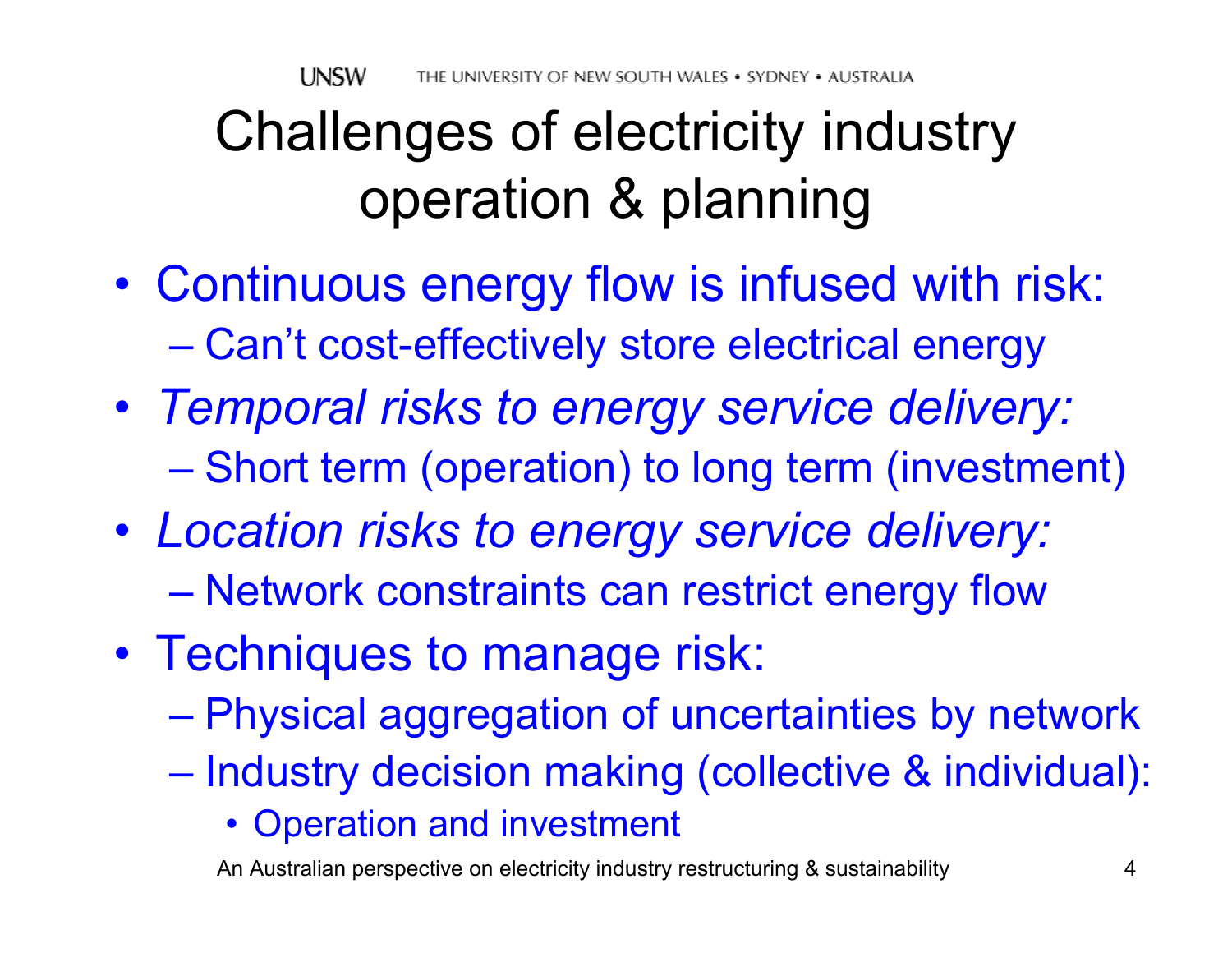# Challenges of electricity industry operation & planning

- Continuous energy flow is infused with risk:
  - Can't cost-effectively store electrical energy
- *Temporal risks to energy service delivery:*
  - Short term (operation) to long term (investment)
- *Location risks to energy service delivery:*
  - Network constraints can restrict energy flow
- Techniques to manage risk:
  - Physical aggregation of uncertainties by network
  - Industry decision making (collective & individual):
    - Operation and investment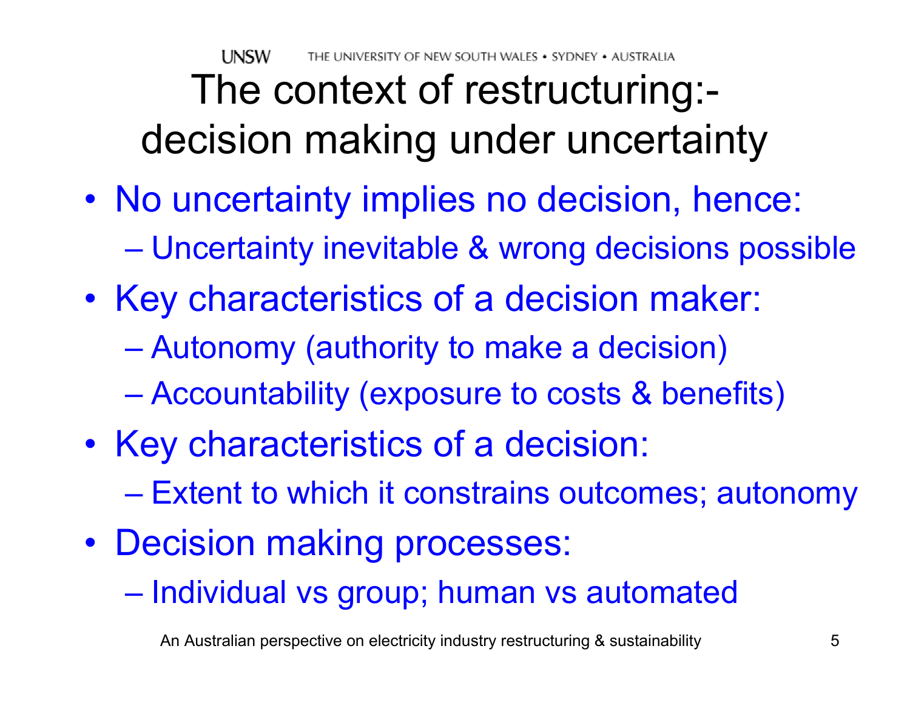# The context of restructuring:- decision making under uncertainty

- No uncertainty implies no decision, hence:
  - Uncertainty inevitable & wrong decisions possible
- Key characteristics of a decision maker:
  - Autonomy (authority to make a decision)
  - Accountability (exposure to costs & benefits)
- Key characteristics of a decision:
  - Extent to which it constrains outcomes; autonomy
- Decision making processes:
  - Individual vs group; human vs automated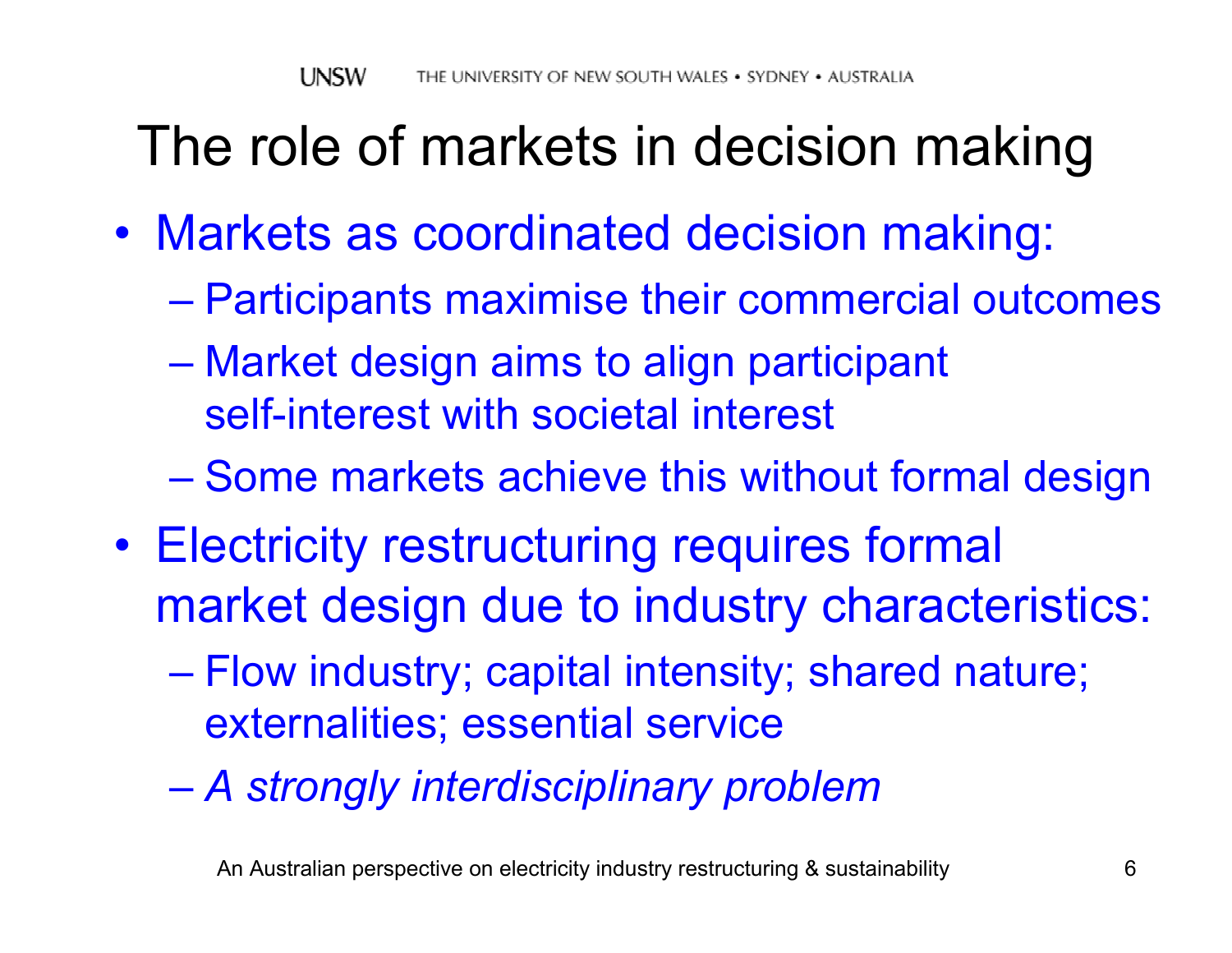# The role of markets in decision making

- Markets as coordinated decision making:
  - Participants maximise their commercial outcomes
  - Market design aims to align participant self-interest with societal interest
  - Some markets achieve this without formal design
- Electricity restructuring requires formal market design due to industry characteristics:
  - Flow industry; capital intensity; shared nature; externalities; essential service
  - *A strongly interdisciplinary problem*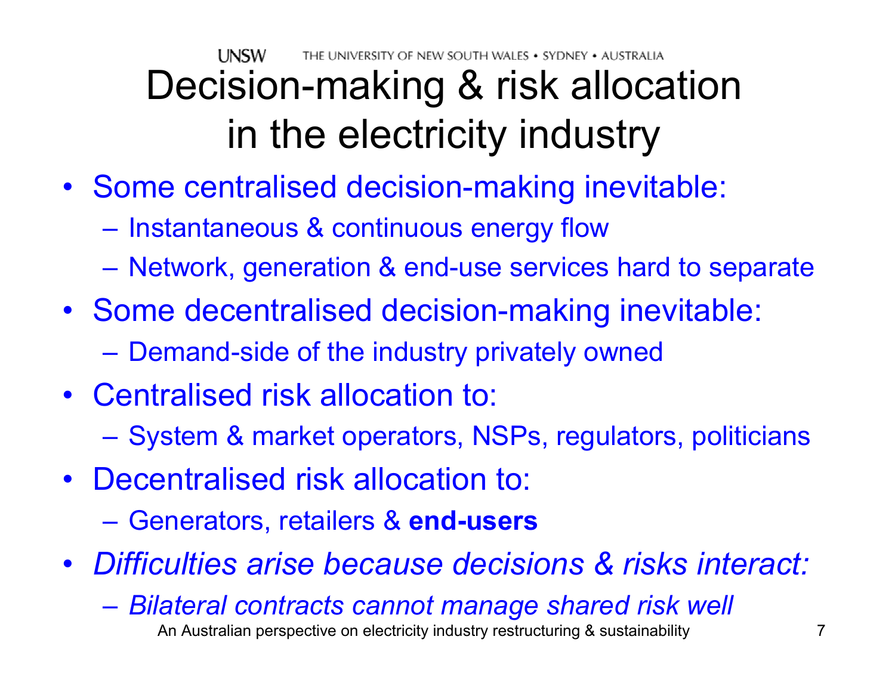# Decision-making & risk allocation in the electricity industry

- Some centralised decision-making inevitable:
  - Instantaneous & continuous energy flow
  - Network, generation & end-use services hard to separate
- Some decentralised decision-making inevitable:
  - Demand-side of the industry privately owned
- Centralised risk allocation to:
  - System & market operators, NSPs, regulators, politicians
- Decentralised risk allocation to:
  - Generators, retailers & **end-users**
- *Difficulties arise because decisions & risks interact:*
  - *Bilateral contracts cannot manage shared risk well*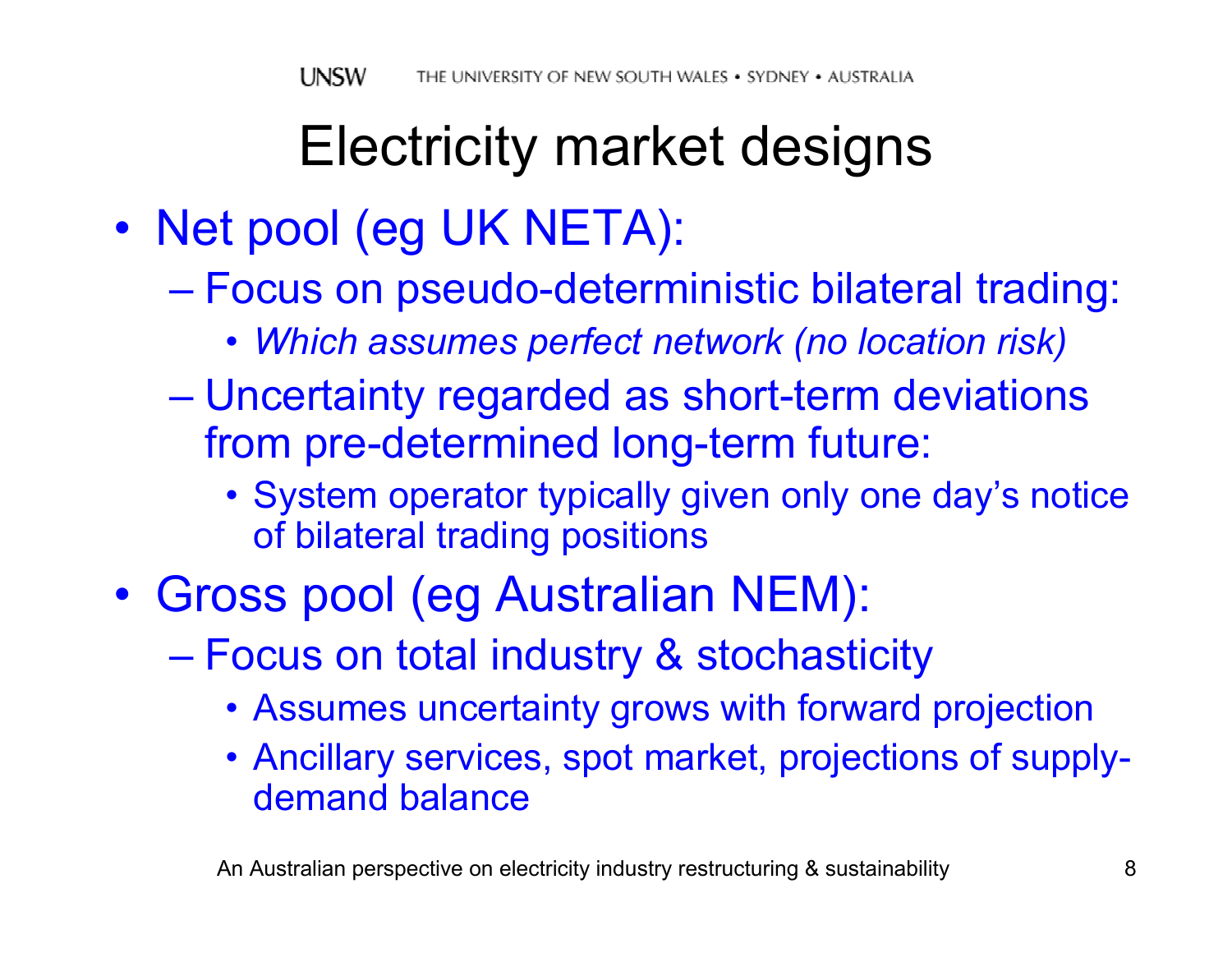# Electricity market designs

- Net pool (eg UK NETA):
  - Focus on pseudo-deterministic bilateral trading:
    - *Which assumes perfect network (no location risk)*
  - Uncertainty regarded as short-term deviations from pre-determined long-term future:
    - System operator typically given only one day's notice of bilateral trading positions
- Gross pool (eg Australian NEM):
  - Focus on total industry & stochasticity
    - Assumes uncertainty grows with forward projection
    - Ancillary services, spot market, projections of supply-demand balance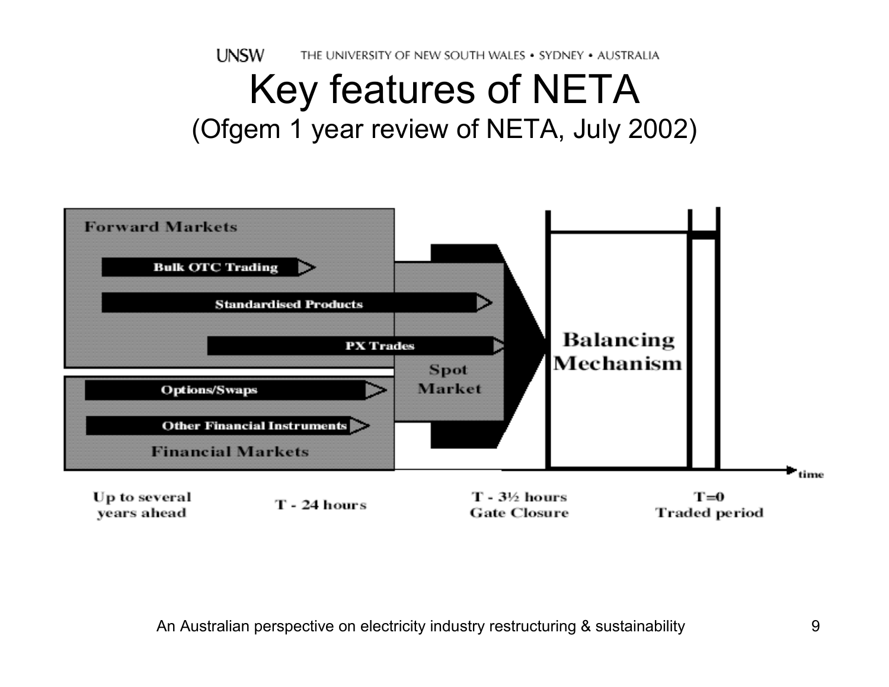# Key features of NETA
(Ofgem 1 year review of NETA, July 2002)

Forward Markets

- Bulk OTC Trading
- Standardised Products
- PX Trades

Financial Markets

- Options/Swaps
- Other Financial Instruments

Spot Market

Balancing Mechanism

time

Up to several years ahead | T - 24 hours | T - 3½ hours Gate Closure | T=0 Traded period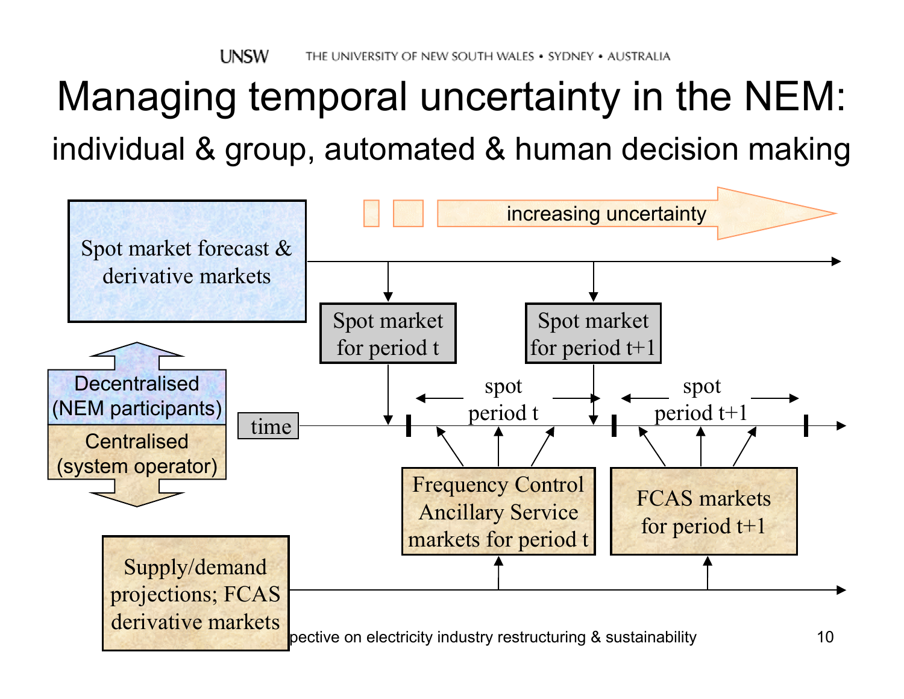# Managing temporal uncertainty in the NEM:

## individual & group, automated & human decision making

increasing uncertainty

Spot market forecast & derivative markets

Spot market for period t

Spot market for period t+1

Decentralised (NEM participants)

Centralised (system operator)

time

spot period t

spot period t+1

Frequency Control Ancillary Service markets for period t

FCAS markets for period t+1

Supply/demand projections; FCAS derivative markets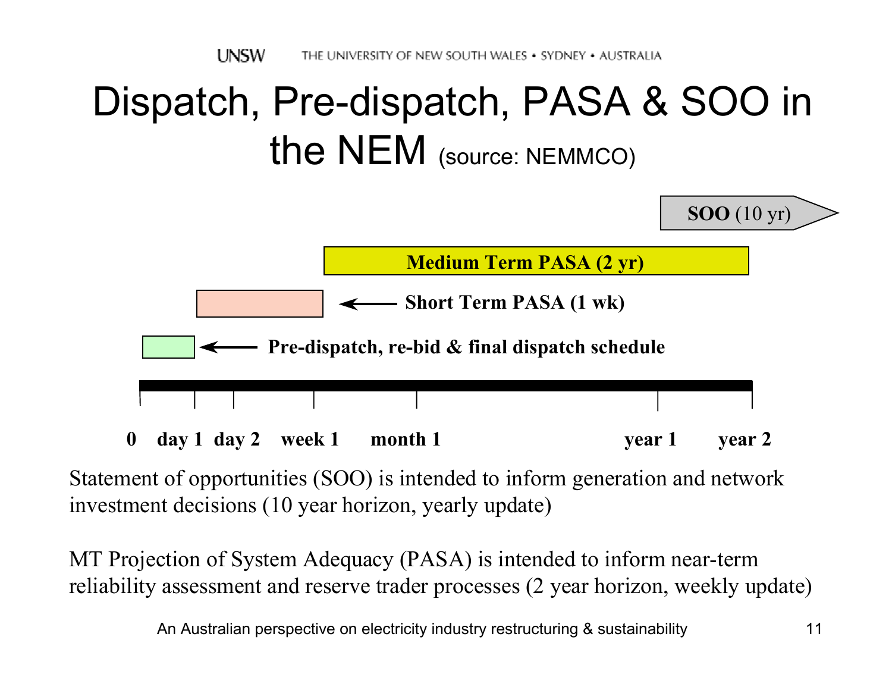# Dispatch, Pre-dispatch, PASA & SOO in the NEM (source: NEMMCO)

**SOO** (10 yr)

**Medium Term PASA (2 yr)**

**Short Term PASA (1 wk)**

**Pre-dispatch, re-bid & final dispatch schedule**

**0 day 1 day 2 week 1 month 1 year 1 year 2**

Statement of opportunities (SOO) is intended to inform generation and network investment decisions (10 year horizon, yearly update)

MT Projection of System Adequacy (PASA) is intended to inform near-term reliability assessment and reserve trader processes (2 year horizon, weekly update)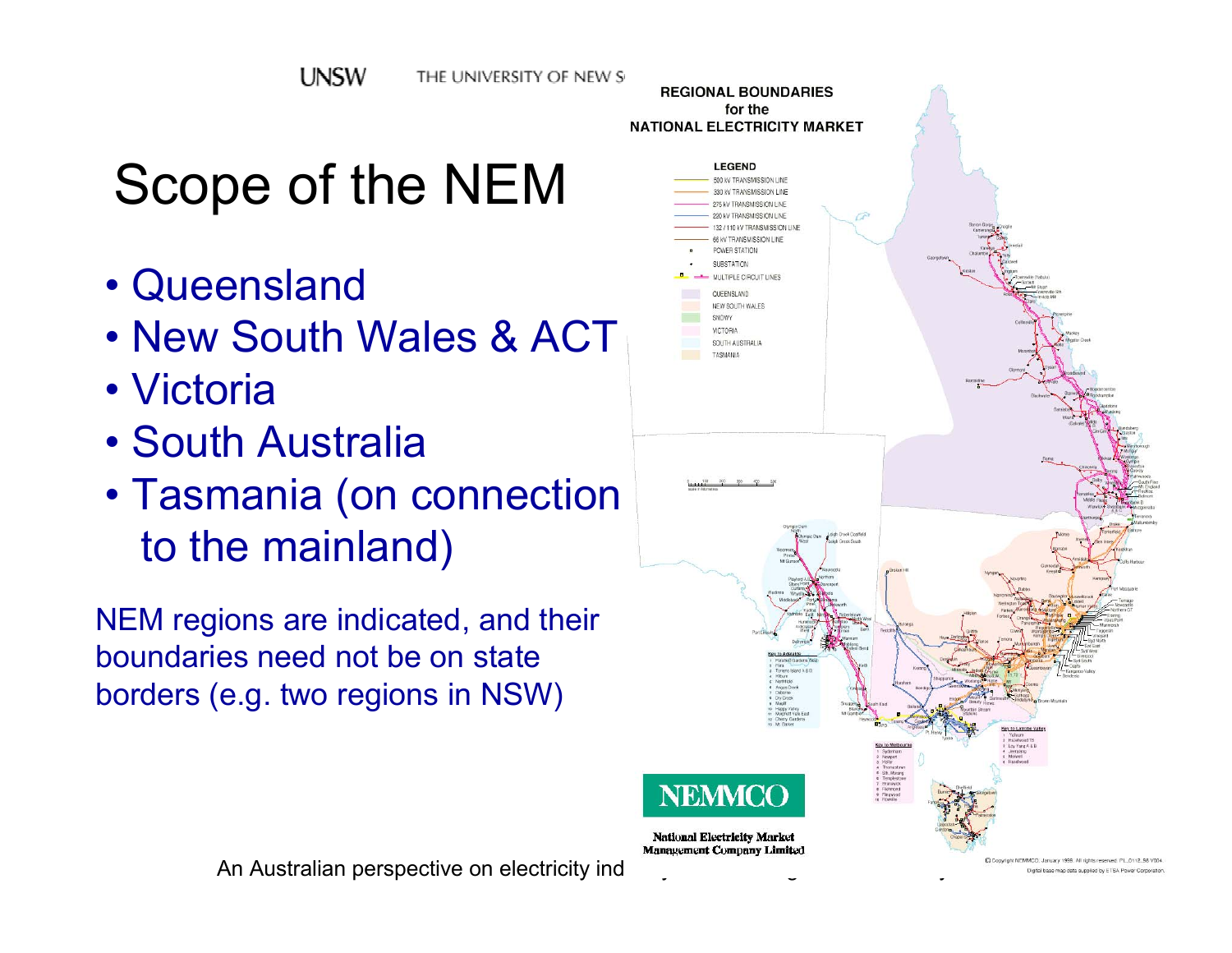# Scope of the NEM

- Queensland
- New South Wales & ACT
- Victoria
- South Australia
- Tasmania (on connection to the mainland)

NEM regions are indicated, and their boundaries need not be on state borders (e.g. two regions in NSW)

REGIONAL BOUNDARIES for the NATIONAL ELECTRICITY MARKET

LEGEND

- 500 kV TRANSMISSION LINE
- 330 kV TRANSMISSION LINE
- 275 kV TRANSMISSION LINE
- 220 kV TRANSMISSION LINE
- 132 / 110 kV TRANSMISSION LINE
- 66 kV TRANSMISSION LINE
- POWER STATION
- SUBSTATION
- MULTIPLE CIRCUIT LINES
- QUEENSLAND
- NEW SOUTH WALES
- SNOWY
- VICTORIA
- SOUTH AUSTRALIA
- TASMANIA

NEMMCO

National Electricity Market Management Company Limited

© Copyright NEMMCO, January 1998. All rights reserved.

Digital base map data supplied by ETSA Power Corporation.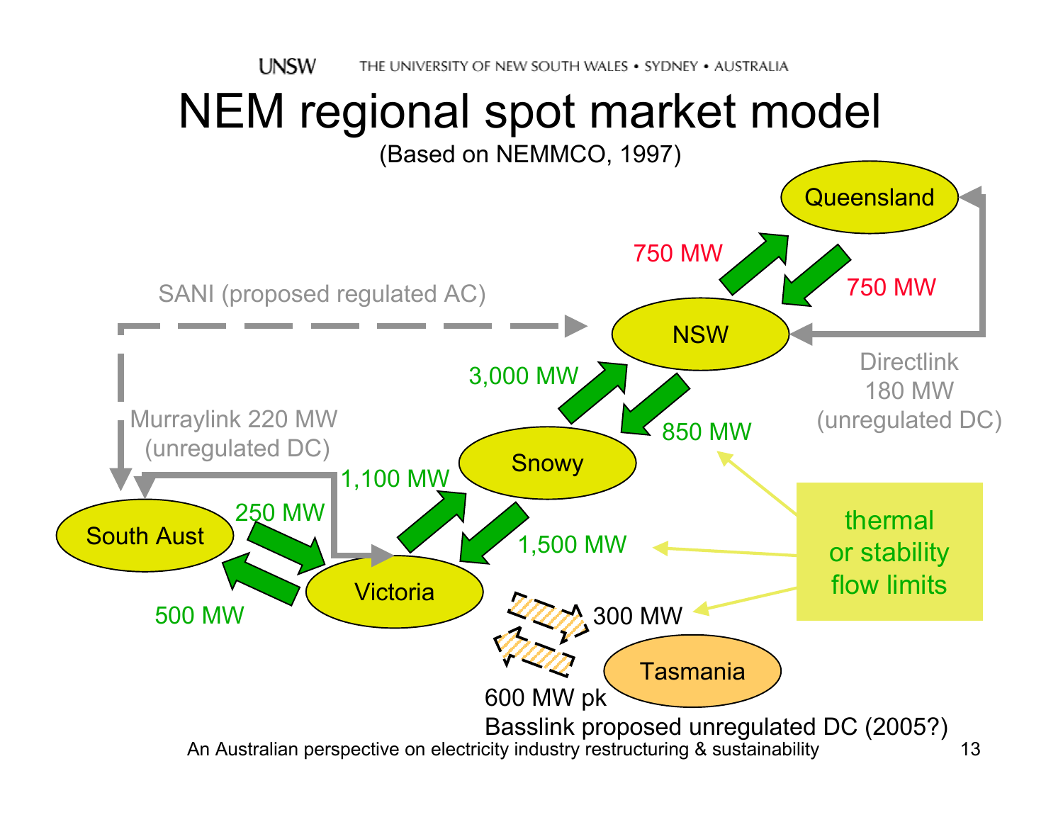# NEM regional spot market model

(Based on NEMMCO, 1997)

Queensland

750 MW

750 MW

SANI (proposed regulated AC)

NSW

Directlink 180 MW (unregulated DC)

3,000 MW

850 MW

Murraylink 220 MW (unregulated DC)

Snowy

1,100 MW

South Aust

250 MW

1,500 MW

thermal or stability flow limits

Victoria

500 MW

300 MW

Tasmania

600 MW pk

Basslink proposed unregulated DC (2005?)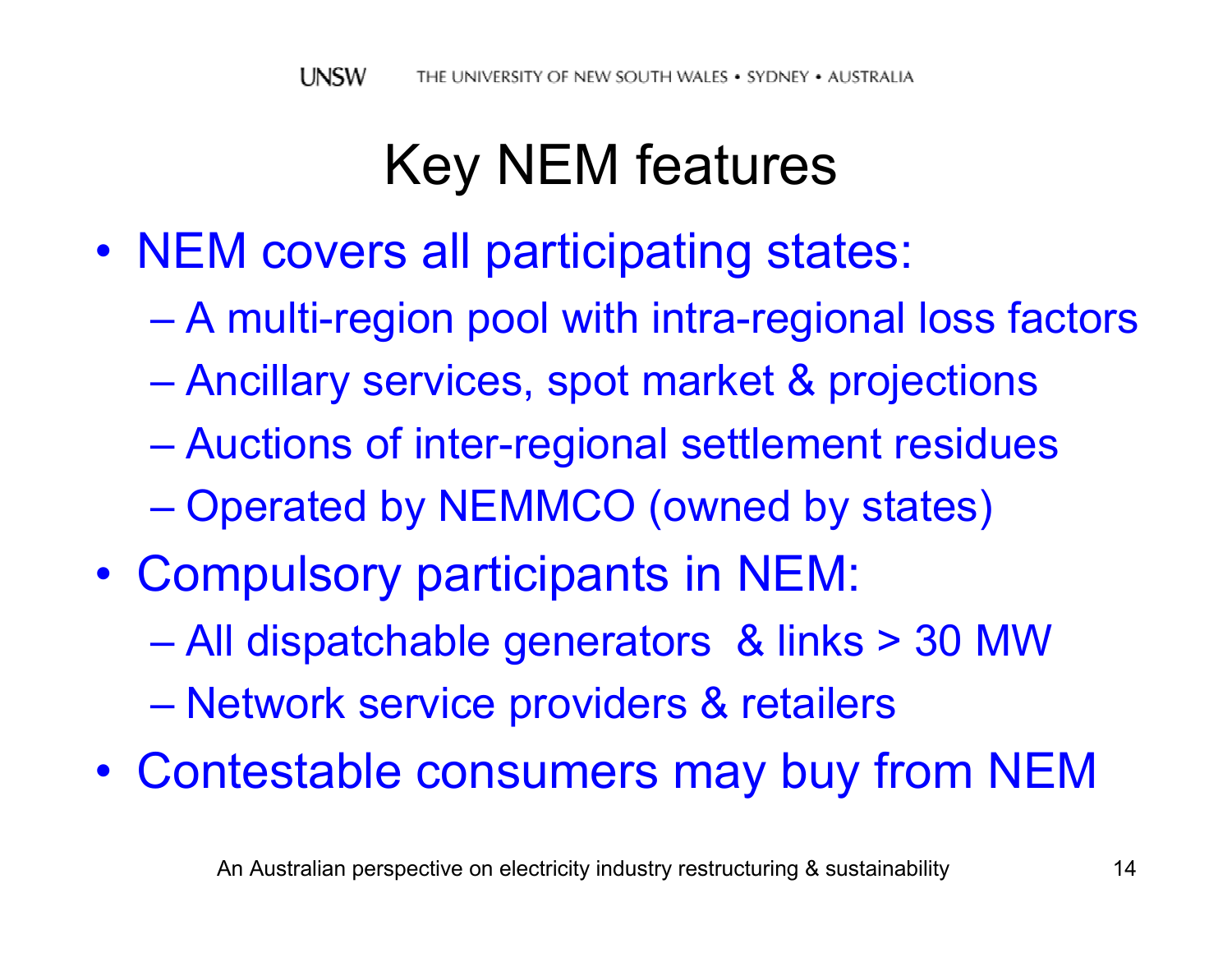# Key NEM features

- NEM covers all participating states:
  - A multi-region pool with intra-regional loss factors
  - Ancillary services, spot market & projections
  - Auctions of inter-regional settlement residues
  - Operated by NEMMCO (owned by states)
- Compulsory participants in NEM:
  - All dispatchable generators & links > 30 MW
  - Network service providers & retailers
- Contestable consumers may buy from NEM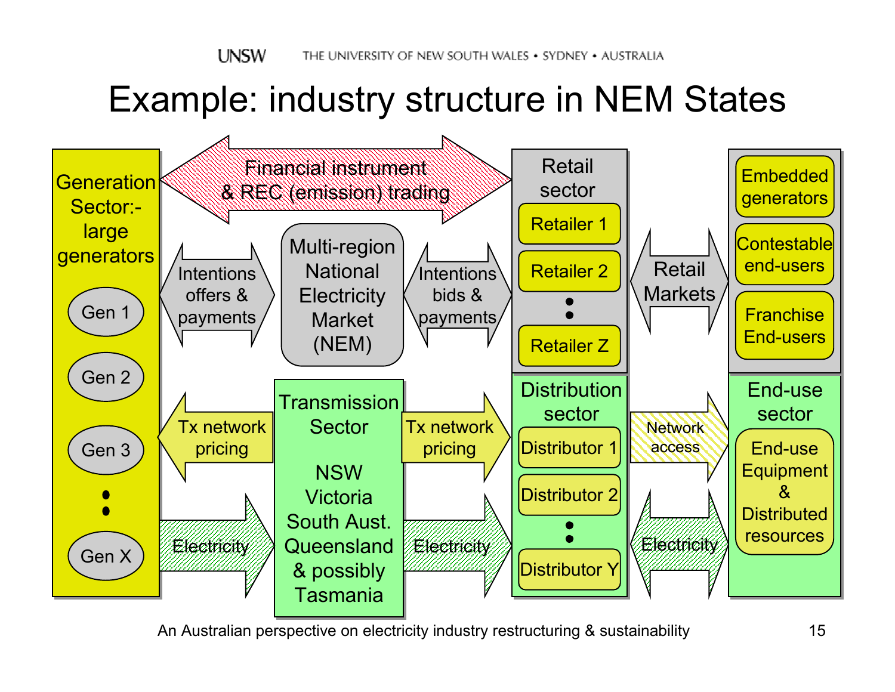# Example: industry structure in NEM States

**Generation Sector:- large generators**
- Gen 1
- Gen 2
- Gen 3
- •
- •
- Gen X

Financial instrument & REC (emission) trading

Intentions offers & payments

Multi-region National Electricity Market (NEM)

Intentions bids & payments

**Retail sector**
- Retailer 1
- Retailer 2
- •
- •
- Retailer Z

Retail Markets

- Embedded generators
- Contestable end-users
- Franchise End-users

Tx network pricing

**Transmission Sector**

NSW
Victoria
South Aust.
Queensland
& possibly Tasmania

Tx network pricing

**Distribution sector**
- Distributor 1
- Distributor 2
- •
- •
- Distributor Y

Network access

**End-use sector**
- End-use Equipment & Distributed resources

Electricity

Electricity

Electricity

An Australian perspective on electricity industry restructuring & sustainability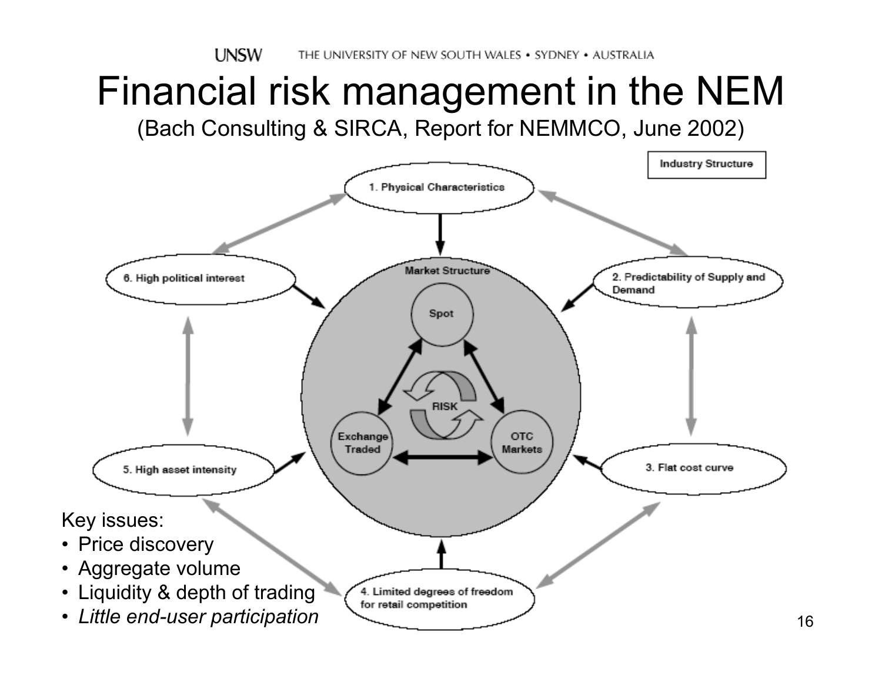# Financial risk management in the NEM

(Bach Consulting & SIRCA, Report for NEMMCO, June 2002)

Industry Structure

1. Physical Characteristics

2. Predictability of Supply and Demand

3. Flat cost curve

4. Limited degrees of freedom for retail competition

5. High asset intensity

6. High political interest

Market Structure

Spot

Exchange Traded

OTC Markets

RISK

Key issues:

- Price discovery
- Aggregate volume
- Liquidity & depth of trading
- *Little end-user participation*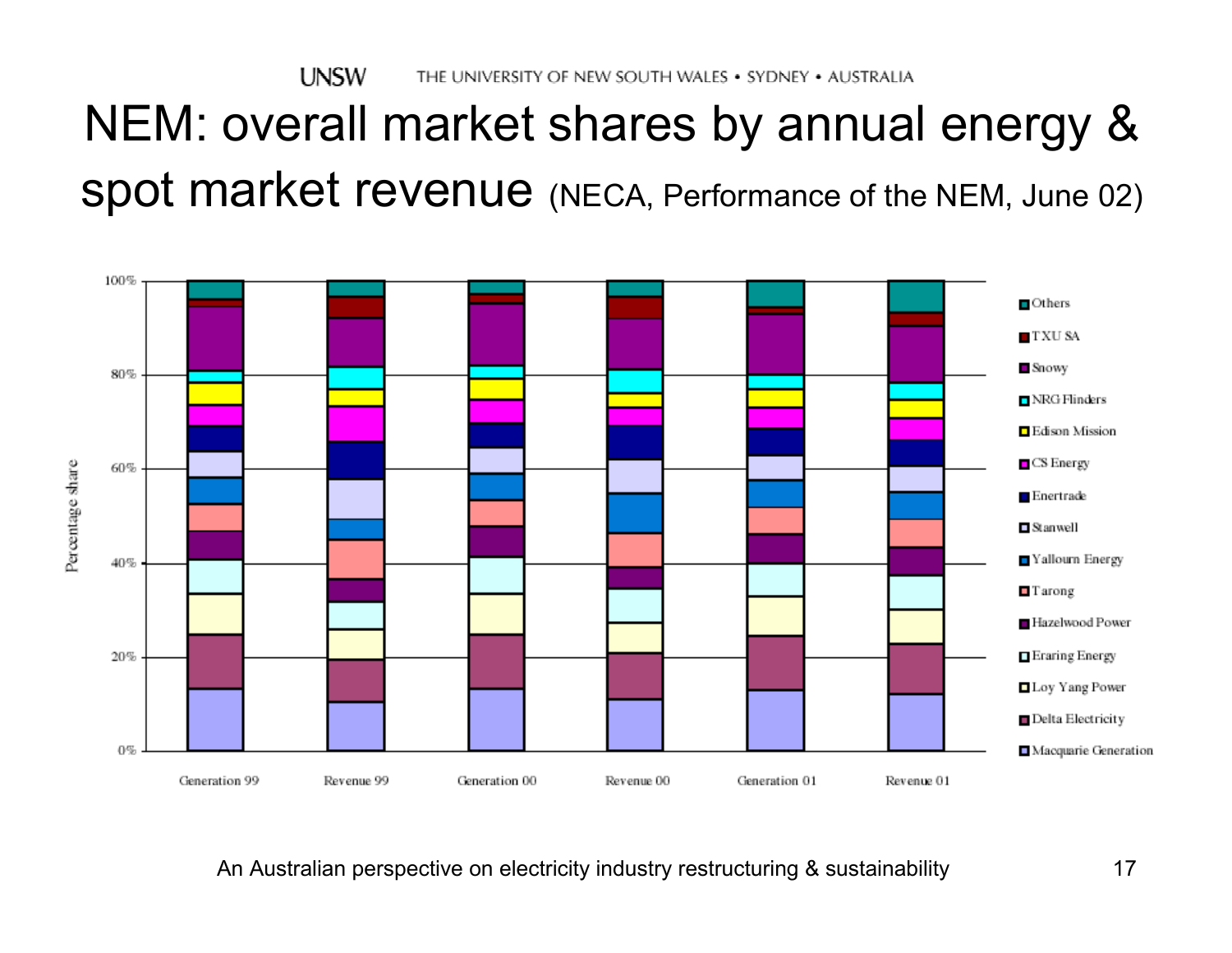# NEM: overall market shares by annual energy & spot market revenue (NECA, Performance of the NEM, June 02)

Percentage share (0%–100%) by: Generation 99, Revenue 99, Generation 00, Revenue 00, Generation 01, Revenue 01

Legend: Others, TXU SA, Snowy, NRG Flinders, Edison Mission, CS Energy, Enertrade, Stanwell, Yallourn Energy, Tarong, Hazelwood Power, Eraring Energy, Loy Yang Power, Delta Electricity, Macquarie Generation

An Australian perspective on electricity industry restructuring & sustainability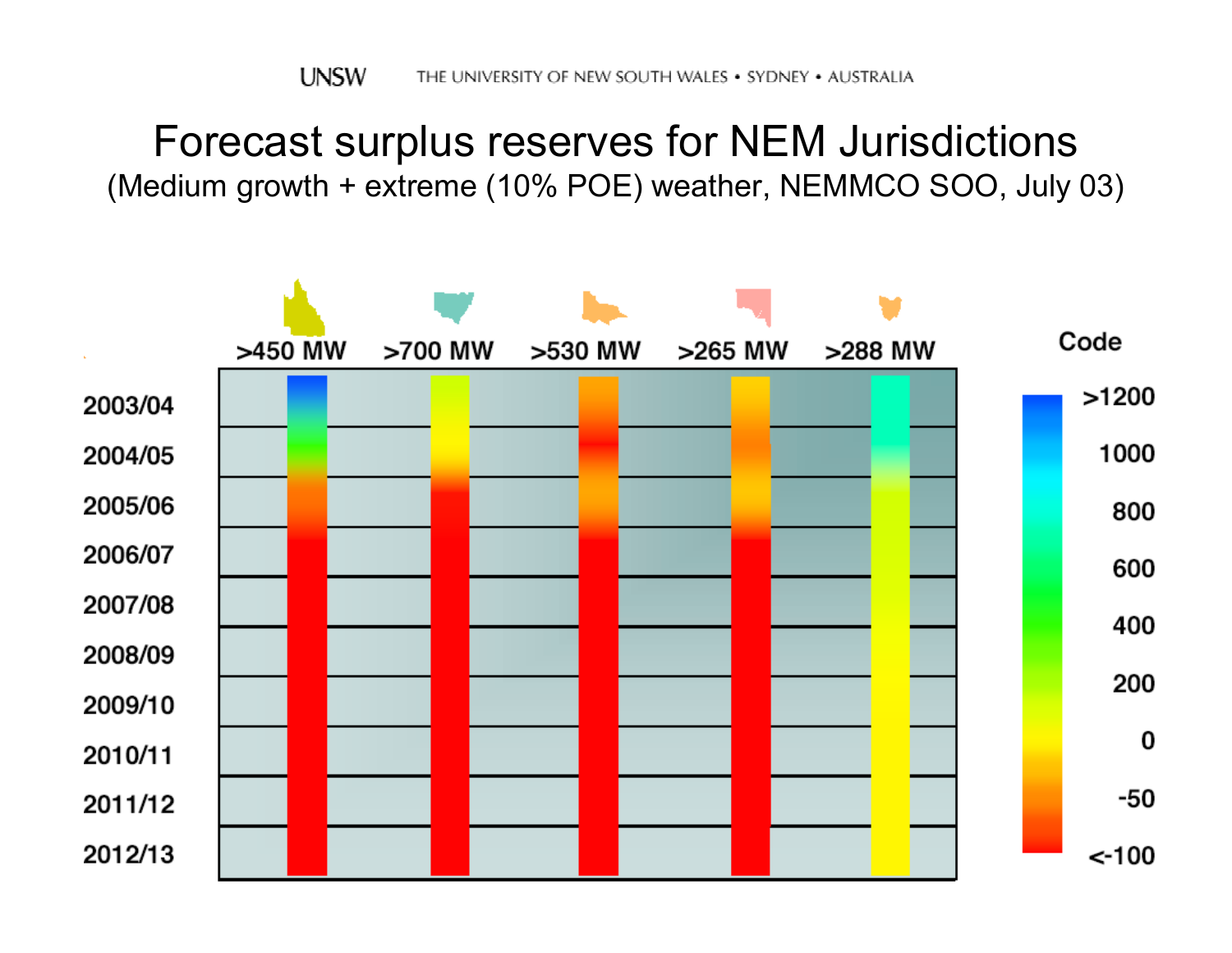# Forecast surplus reserves for NEM Jurisdictions

(Medium growth + extreme (10% POE) weather, NEMMCO SOO, July 03)

| | >450 MW | >700 MW | >530 MW | >265 MW | >288 MW |
|---|---|---|---|---|---|
| 2003/04 | | | | | |
| 2004/05 | | | | | |
| 2005/06 | | | | | |
| 2006/07 | | | | | |
| 2007/08 | | | | | |
| 2008/09 | | | | | |
| 2009/10 | | | | | |
| 2010/11 | | | | | |
| 2011/12 | | | | | |
| 2012/13 | | | | | |

Code: >1200, 1000, 800, 600, 400, 200, 0, -50, <-100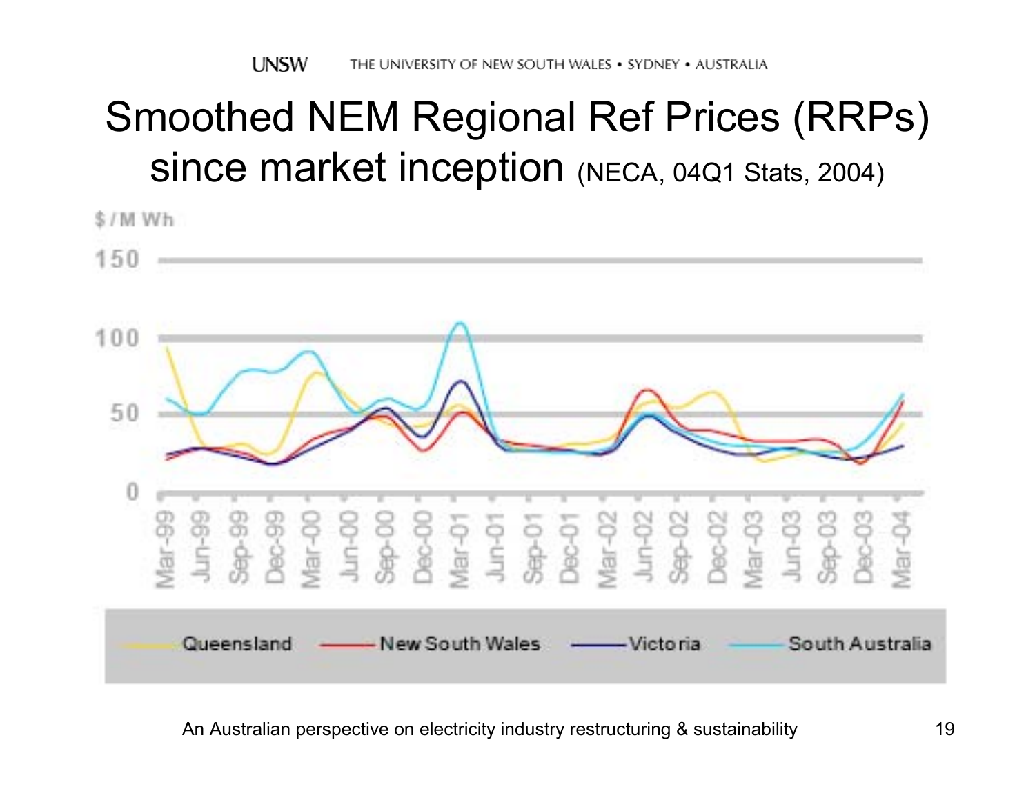# Smoothed NEM Regional Ref Prices (RRPs) since market inception (NECA, 04Q1 Stats, 2004)

$/MWh

Legend: Queensland, New South Wales, Victoria, South Australia

Y-axis: 0, 50, 100, 150

X-axis: Mar-99, Jun-99, Sep-99, Dec-99, Mar-00, Jun-00, Sep-00, Dec-00, Mar-01, Jun-01, Sep-01, Dec-01, Mar-02, Jun-02, Sep-02, Dec-02, Mar-03, Jun-03, Sep-03, Dec-03, Mar-04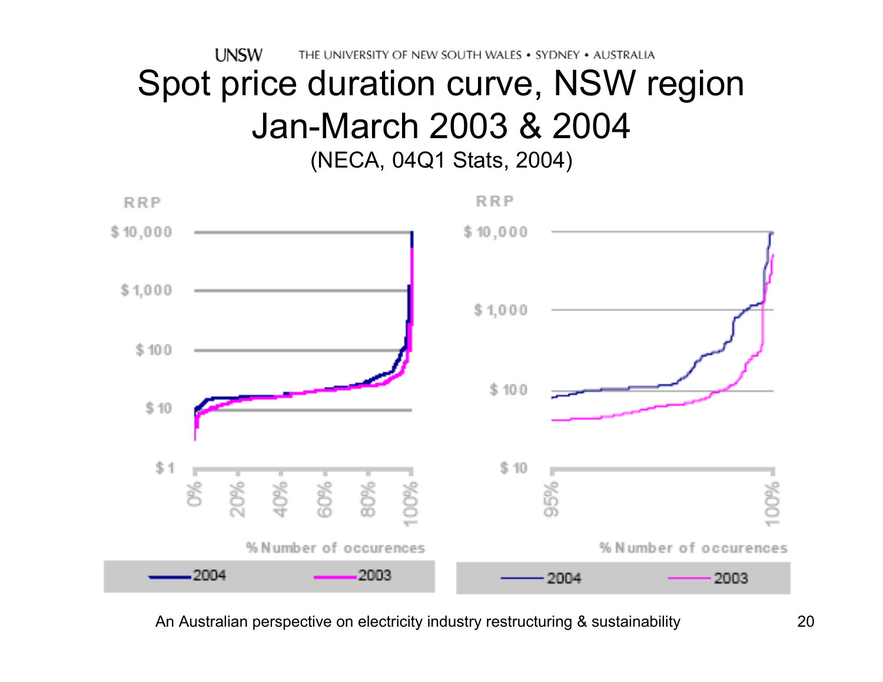# Spot price duration curve, NSW region Jan-March 2003 & 2004

(NECA, 04Q1 Stats, 2004)

RRP

$10,000

$1,000

$100

$10

$1

0% 20% 40% 60% 80% 100%

% Number of occurences

2004 2003

RRP

$10,000

$1,000

$100

$10

95% 100%

% Number of occurences

2004 2003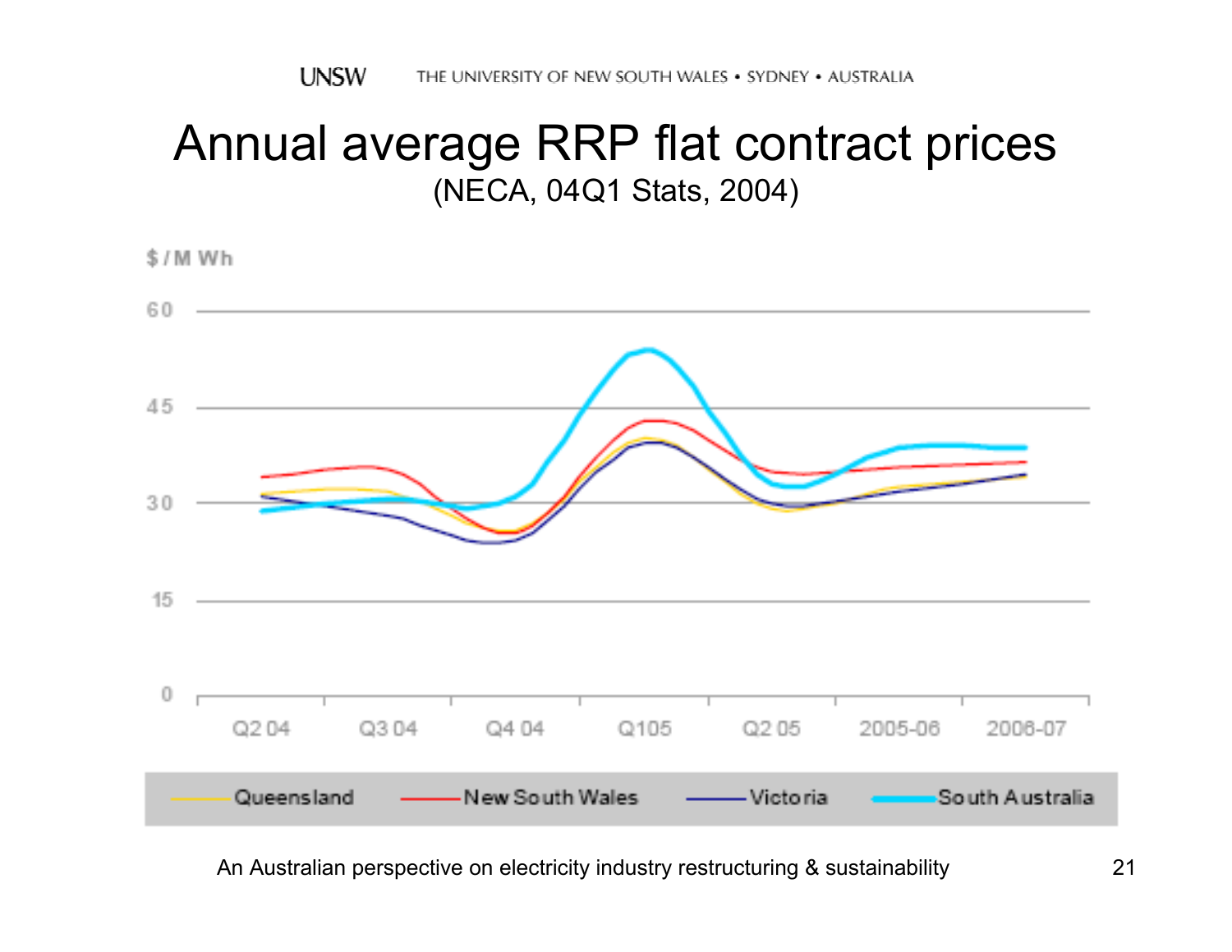# Annual average RRP flat contract prices

(NECA, 04Q1 Stats, 2004)

$ / M Wh

60

45

30

15

0

Q2 04 | Q3 04 | Q4 04 | Q105 | Q2 05 | 2005-06 | 2006-07

Queensland | New South Wales | Victoria | South Australia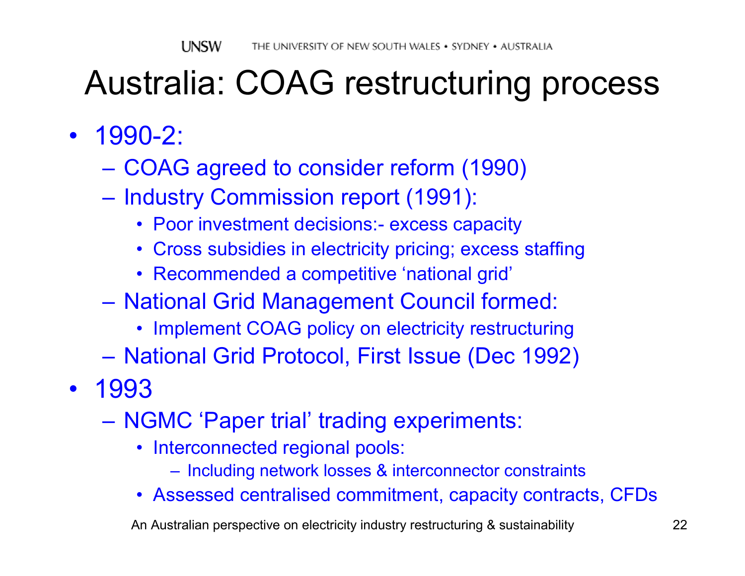# Australia: COAG restructuring process

- 1990-2:
  - COAG agreed to consider reform (1990)
  - Industry Commission report (1991):
    - Poor investment decisions:- excess capacity
    - Cross subsidies in electricity pricing; excess staffing
    - Recommended a competitive 'national grid'
  - National Grid Management Council formed:
    - Implement COAG policy on electricity restructuring
  - National Grid Protocol, First Issue (Dec 1992)
- 1993
  - NGMC 'Paper trial' trading experiments:
    - Interconnected regional pools:
      - Including network losses & interconnector constraints
    - Assessed centralised commitment, capacity contracts, CFDs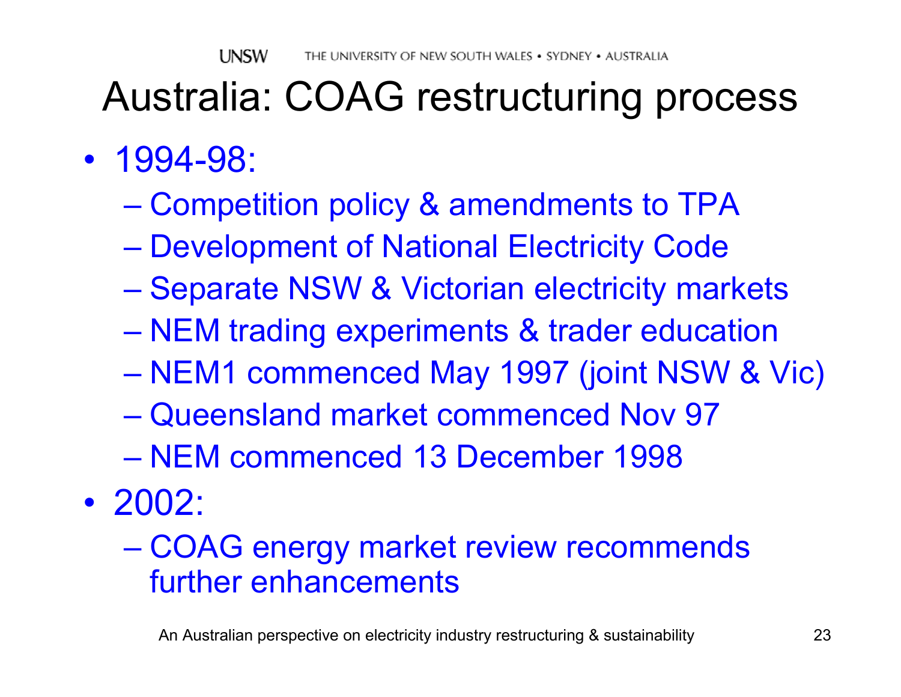# Australia: COAG restructuring process

- 1994-98:
  - Competition policy & amendments to TPA
  - Development of National Electricity Code
  - Separate NSW & Victorian electricity markets
  - NEM trading experiments & trader education
  - NEM1 commenced May 1997 (joint NSW & Vic)
  - Queensland market commenced Nov 97
  - NEM commenced 13 December 1998
- 2002:
  - COAG energy market review recommends further enhancements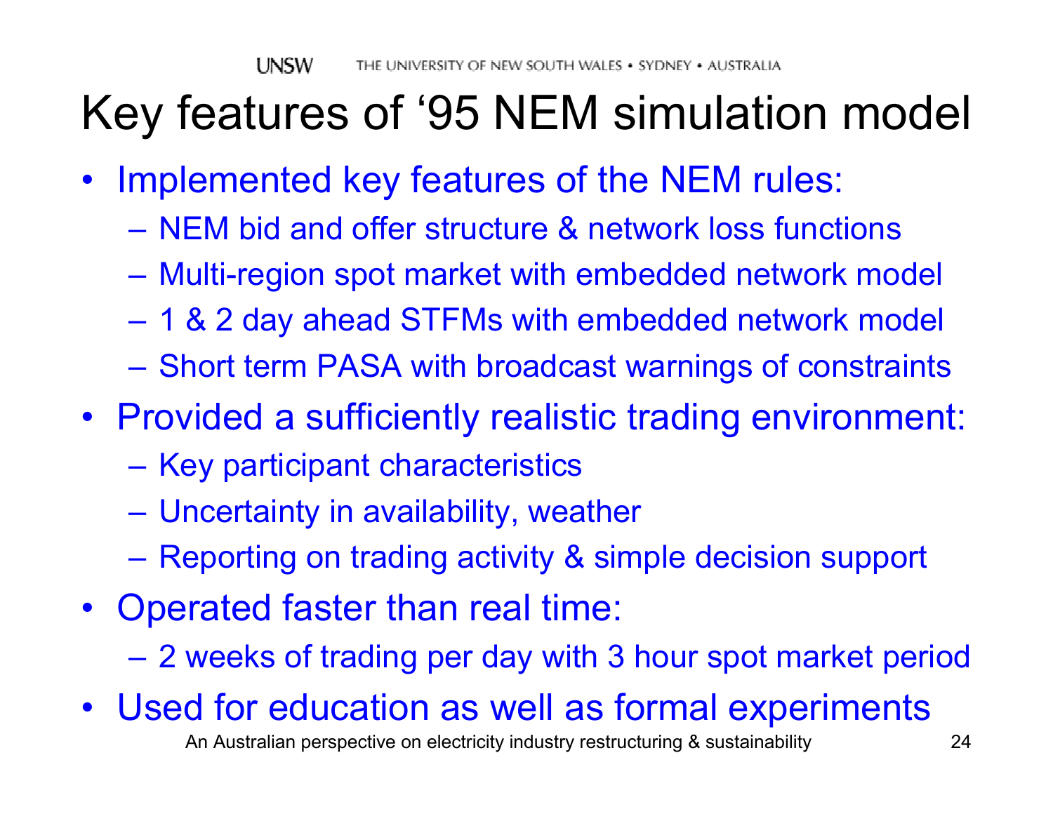# Key features of '95 NEM simulation model

- Implemented key features of the NEM rules:
  - NEM bid and offer structure & network loss functions
  - Multi-region spot market with embedded network model
  - 1 & 2 day ahead STFMs with embedded network model
  - Short term PASA with broadcast warnings of constraints
- Provided a sufficiently realistic trading environment:
  - Key participant characteristics
  - Uncertainty in availability, weather
  - Reporting on trading activity & simple decision support
- Operated faster than real time:
  - 2 weeks of trading per day with 3 hour spot market period
- Used for education as well as formal experiments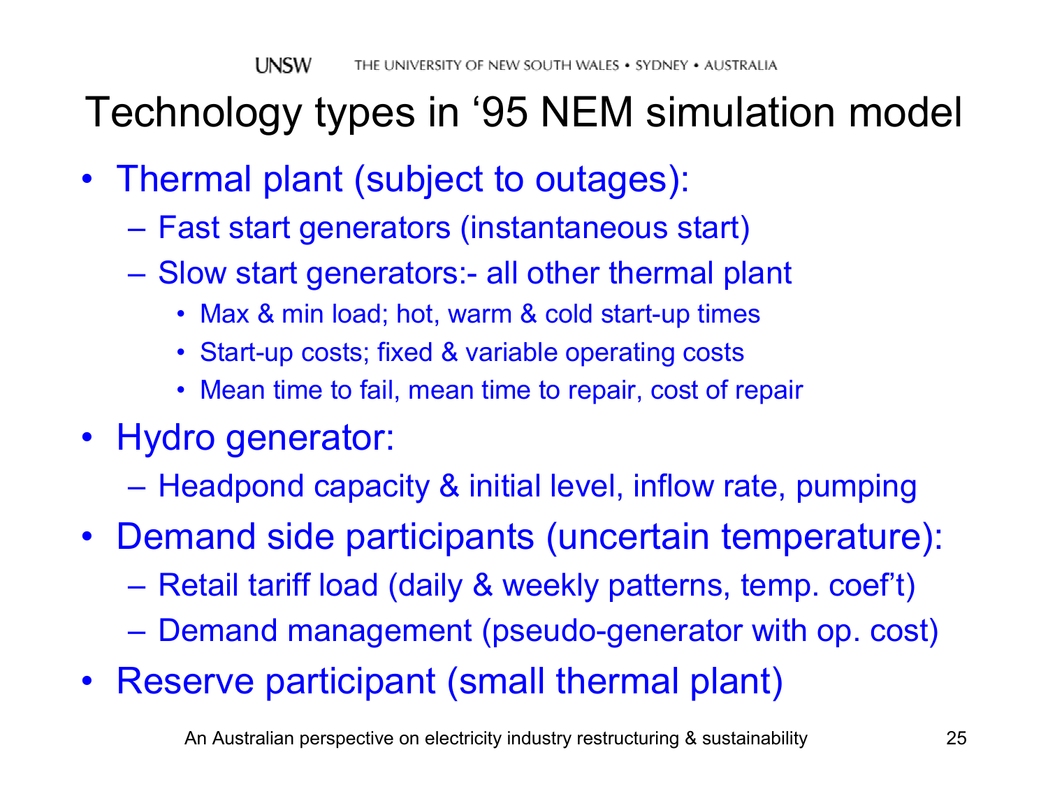# Technology types in '95 NEM simulation model

- Thermal plant (subject to outages):
  - Fast start generators (instantaneous start)
  - Slow start generators:- all other thermal plant
    - Max & min load; hot, warm & cold start-up times
    - Start-up costs; fixed & variable operating costs
    - Mean time to fail, mean time to repair, cost of repair
- Hydro generator:
  - Headpond capacity & initial level, inflow rate, pumping
- Demand side participants (uncertain temperature):
  - Retail tariff load (daily & weekly patterns, temp. coef't)
  - Demand management (pseudo-generator with op. cost)
- Reserve participant (small thermal plant)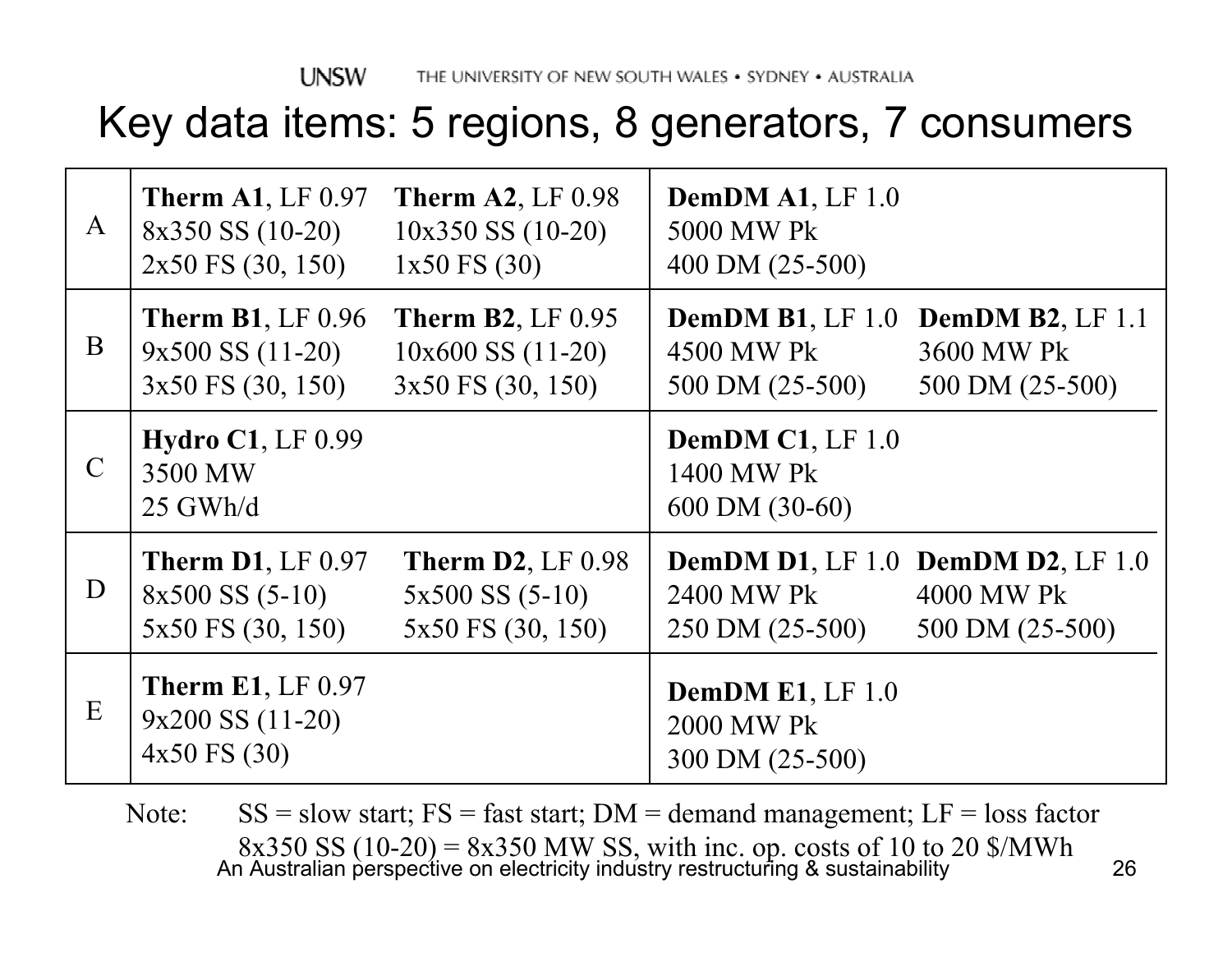# Key data items: 5 regions, 8 generators, 7 consumers

| Region | Generators | | Consumers | |
|---|---|---|---|---|
| A | **Therm A1**, LF 0.97<br>8x350 SS (10-20)<br>2x50 FS (30, 150) | **Therm A2**, LF 0.98<br>10x350 SS (10-20)<br>1x50 FS (30) | **DemDM A1**, LF 1.0<br>5000 MW Pk<br>400 DM (25-500) | |
| B | **Therm B1**, LF 0.96<br>9x500 SS (11-20)<br>3x50 FS (30, 150) | **Therm B2**, LF 0.95<br>10x600 SS (11-20)<br>3x50 FS (30, 150) | **DemDM B1**, LF 1.0<br>4500 MW Pk<br>500 DM (25-500) | **DemDM B2**, LF 1.1<br>3600 MW Pk<br>500 DM (25-500) |
| C | **Hydro C1**, LF 0.99<br>3500 MW<br>25 GWh/d | | **DemDM C1**, LF 1.0<br>1400 MW Pk<br>600 DM (30-60) | |
| D | **Therm D1**, LF 0.97<br>8x500 SS (5-10)<br>5x50 FS (30, 150) | **Therm D2**, LF 0.98<br>5x500 SS (5-10)<br>5x50 FS (30, 150) | **DemDM D1**, LF 1.0<br>2400 MW Pk<br>250 DM (25-500) | **DemDM D2**, LF 1.0<br>4000 MW Pk<br>500 DM (25-500) |
| E | **Therm E1**, LF 0.97<br>9x200 SS (11-20)<br>4x50 FS (30) | | **DemDM E1**, LF 1.0<br>2000 MW Pk<br>300 DM (25-500) | |

Note: SS = slow start; FS = fast start; DM = demand management; LF = loss factor
8x350 SS (10-20) = 8x350 MW SS, with inc. op. costs of 10 to 20 $/MWh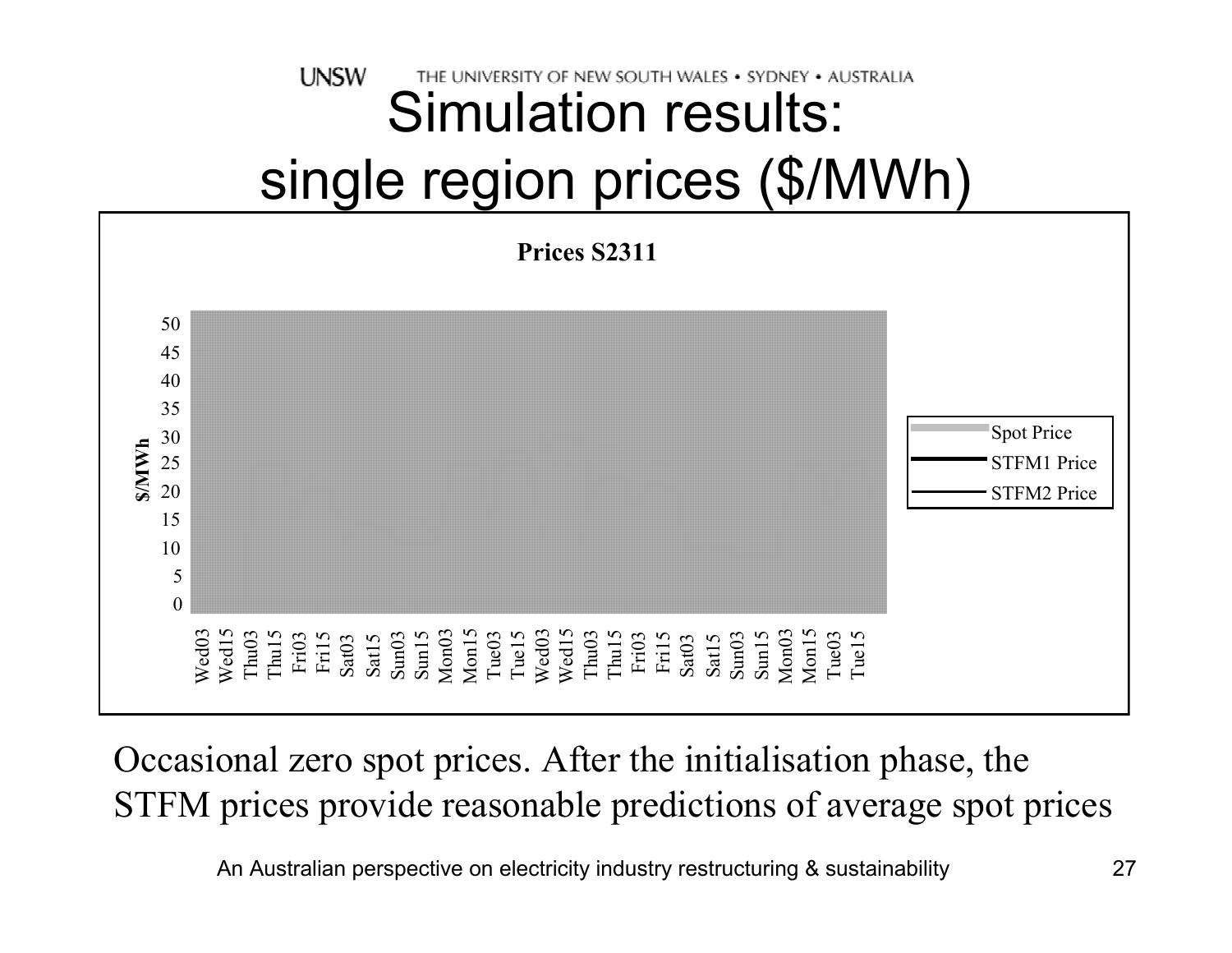# Simulation results: single region prices ($/MWh)

**Prices S2311**

Occasional zero spot prices. After the initialisation phase, the STFM prices provide reasonable predictions of average spot prices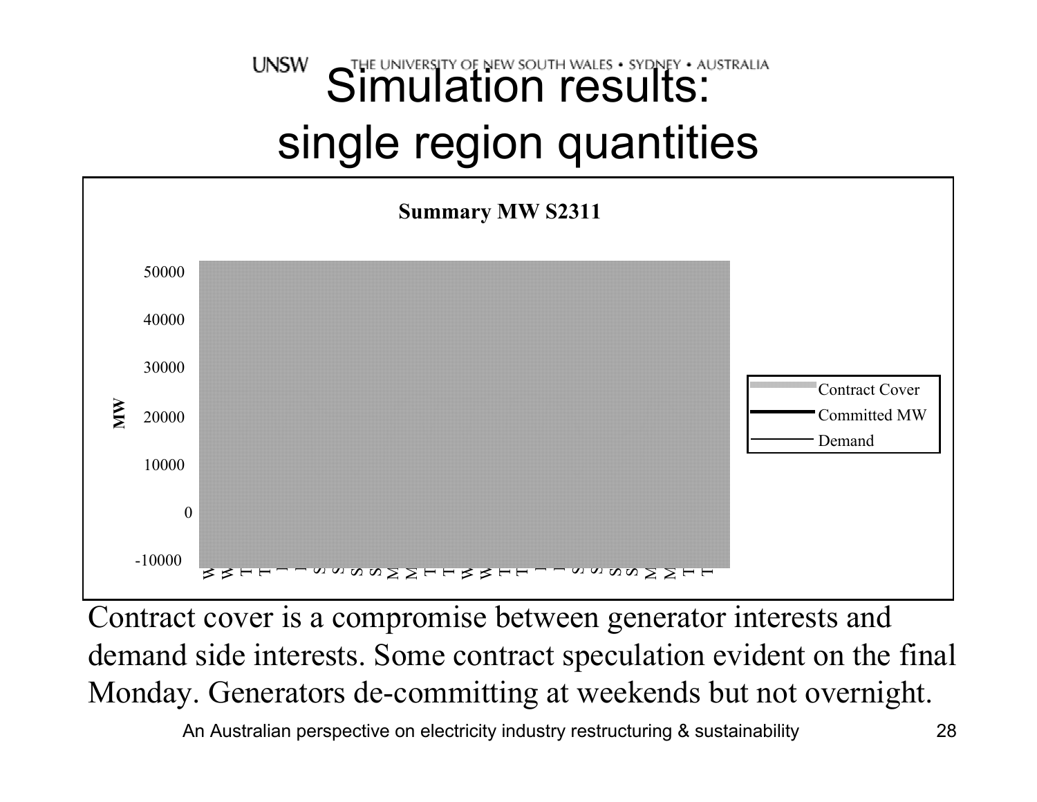# Simulation results: single region quantities

**Summary MW S2311**

Contract cover is a compromise between generator interests and demand side interests. Some contract speculation evident on the final Monday. Generators de-committing at weekends but not overnight.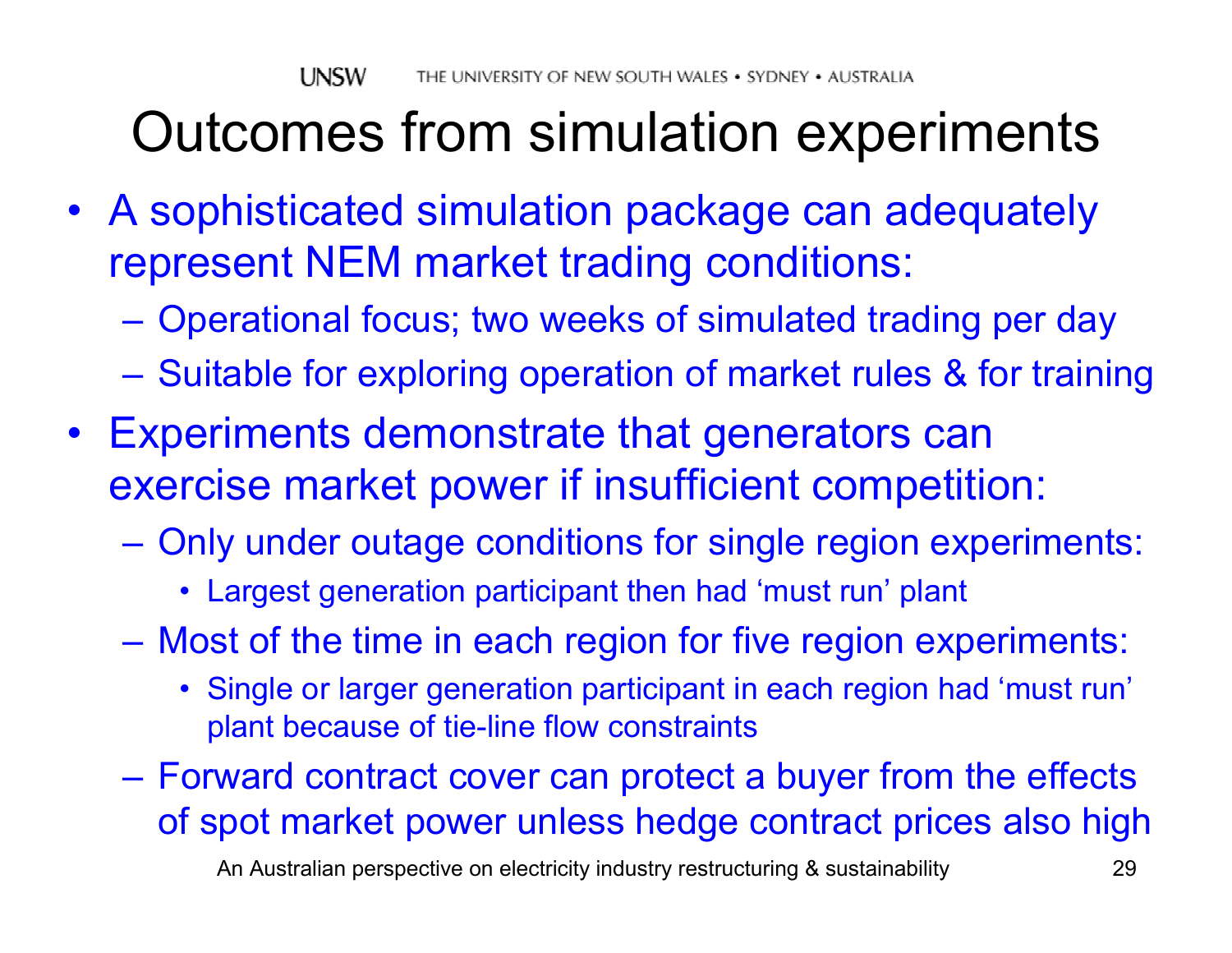# Outcomes from simulation experiments

- A sophisticated simulation package can adequately represent NEM market trading conditions:
  - Operational focus; two weeks of simulated trading per day
  - Suitable for exploring operation of market rules & for training
- Experiments demonstrate that generators can exercise market power if insufficient competition:
  - Only under outage conditions for single region experiments:
    - Largest generation participant then had 'must run' plant
  - Most of the time in each region for five region experiments:
    - Single or larger generation participant in each region had 'must run' plant because of tie-line flow constraints
  - Forward contract cover can protect a buyer from the effects of spot market power unless hedge contract prices also high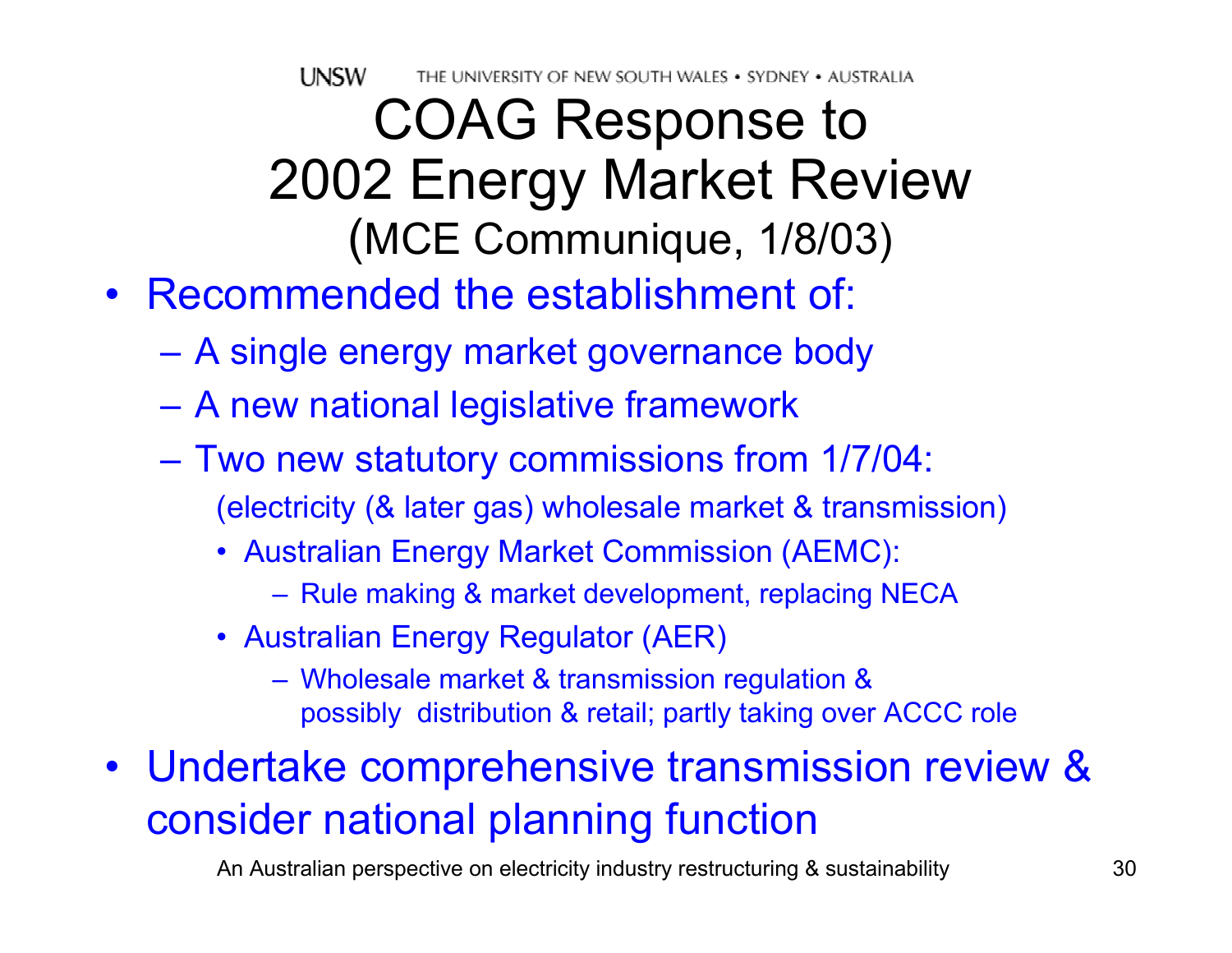# COAG Response to 2002 Energy Market Review (MCE Communique, 1/8/03)

- Recommended the establishment of:
  - A single energy market governance body
  - A new national legislative framework
  - Two new statutory commissions from 1/7/04:

    (electricity (& later gas) wholesale market & transmission)

    - Australian Energy Market Commission (AEMC):
      - Rule making & market development, replacing NECA
    - Australian Energy Regulator (AER)
      - Wholesale market & transmission regulation & possibly distribution & retail; partly taking over ACCC role
- Undertake comprehensive transmission review & consider national planning function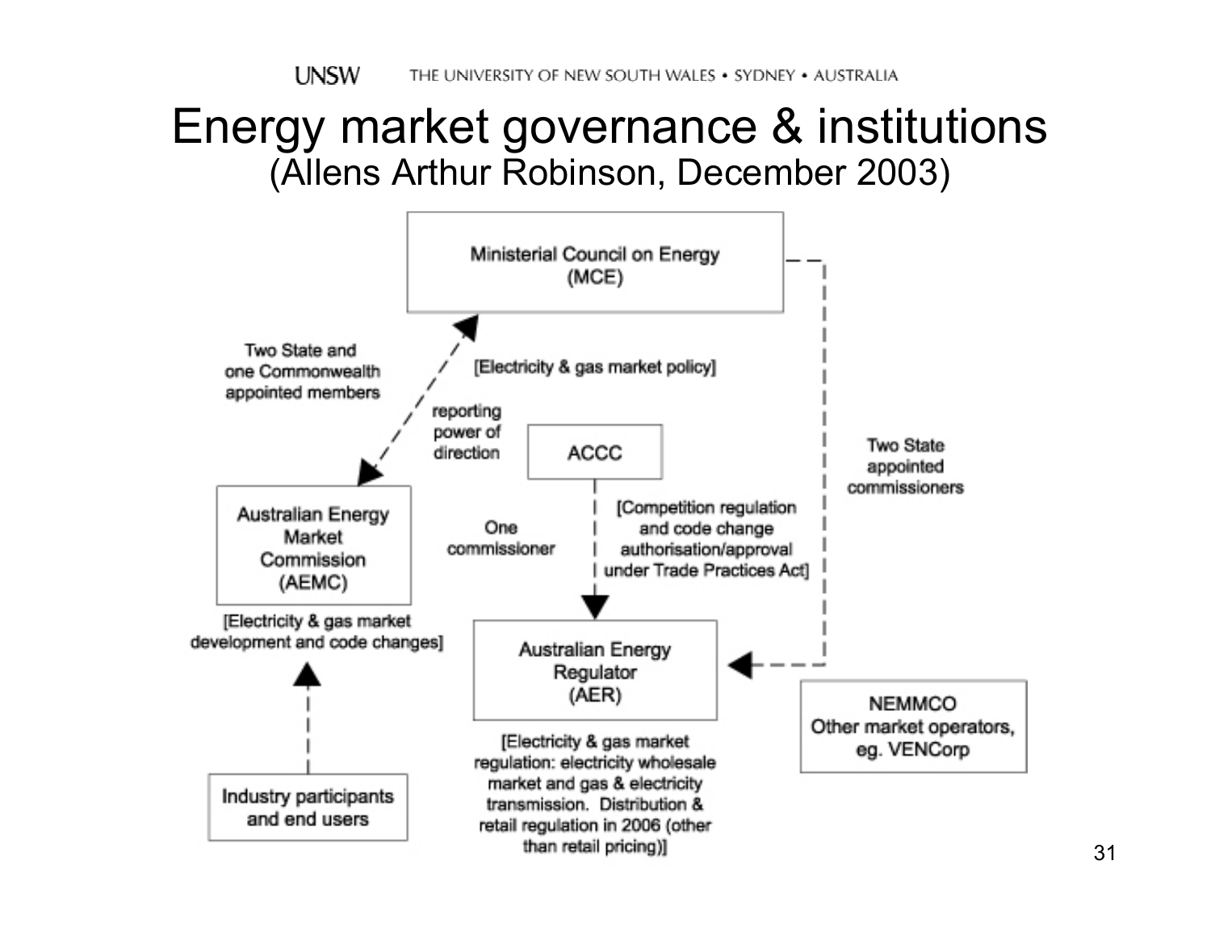# Energy market governance & institutions

(Allens Arthur Robinson, December 2003)

Ministerial Council on Energy (MCE)

Two State and one Commonwealth appointed members

[Electricity & gas market policy]

reporting power of direction

ACCC

Two State appointed commissioners

Australian Energy Market Commission (AEMC)

One commissioner

[Competition regulation and code change authorisation/approval under Trade Practices Act]

[Electricity & gas market development and code changes]

Australian Energy Regulator (AER)

NEMMCO Other market operators, eg. VENCorp

Industry participants and end users

[Electricity & gas market regulation: electricity wholesale market and gas & electricity transmission. Distribution & retail regulation in 2006 (other than retail pricing)]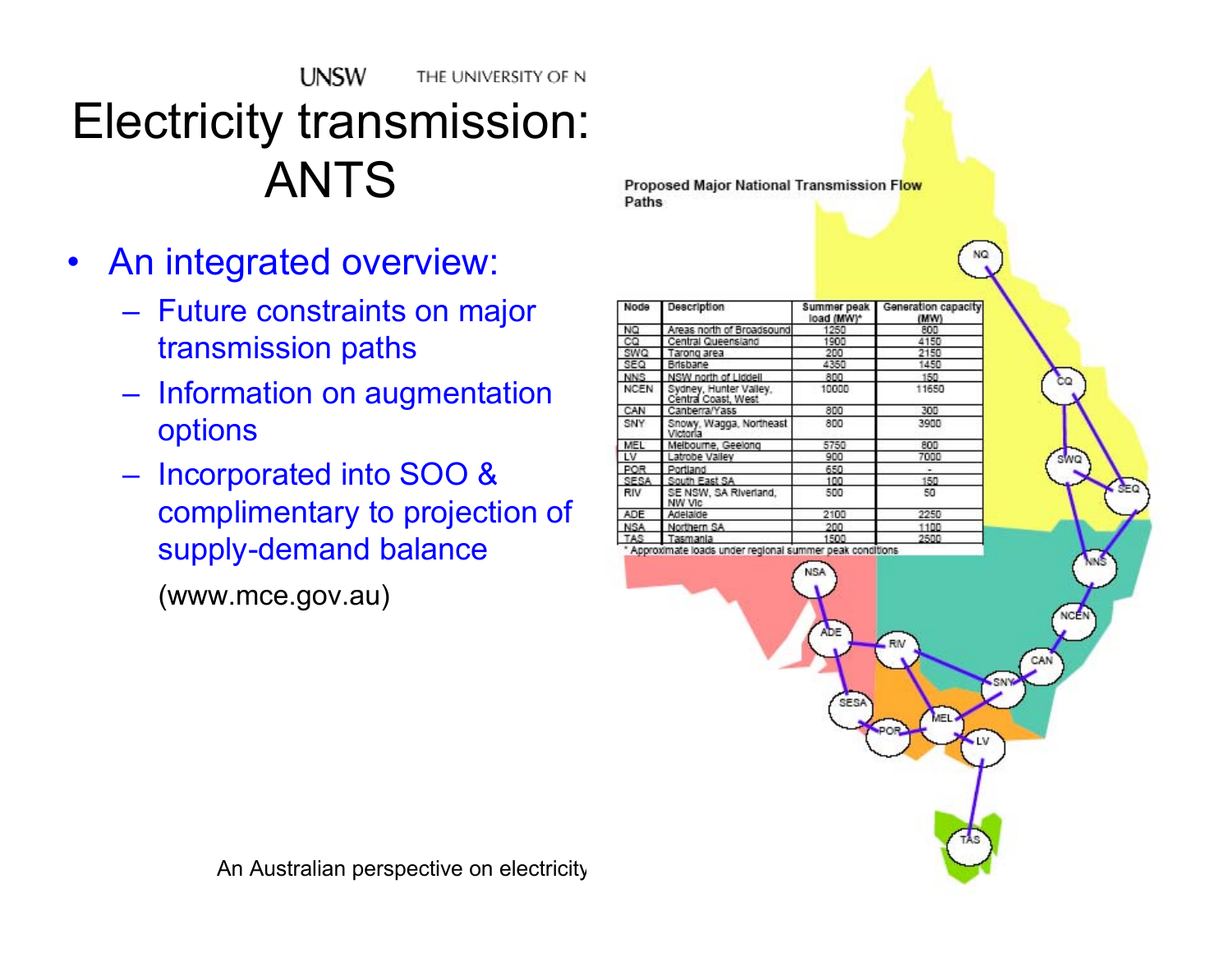# Electricity transmission: ANTS

- An integrated overview:
  - Future constraints on major transmission paths
  - Information on augmentation options
  - Incorporated into SOO & complimentary to projection of supply-demand balance

  (www.mce.gov.au)

**Proposed Major National Transmission Flow Paths**

| Node | Description | Summer peak load (MW)* | Generation capacity (MW) |
|---|---|---|---|
| NQ | Areas north of Broadsound | 1250 | 800 |
| CQ | Central Queensland | 1900 | 4150 |
| SWQ | Tarong area | 200 | 2150 |
| SEQ | Brisbane | 4350 | 1450 |
| NNS | NSW north of Liddell | 800 | 150 |
| NCEN | Sydney, Hunter Valley, Central Coast, West | 10000 | 11650 |
| CAN | Canberra/Yass | 800 | 300 |
| SNY | Snowy, Wagga, Northeast Victoria | 800 | 3900 |
| MEL | Melbourne, Geelong | 5750 | 800 |
| LV | Latrobe Valley | 900 | 7000 |
| POR | Portland | 650 | - |
| SESA | South East SA | 100 | 150 |
| RIV | SE NSW, SA Riverland, NW Vic | 500 | 50 |
| ADE | Adelaide | 2100 | 2250 |
| NSA | Northern SA | 200 | 1100 |
| TAS | Tasmania | 1500 | 2500 |

\* Approximate loads under regional summer peak conditions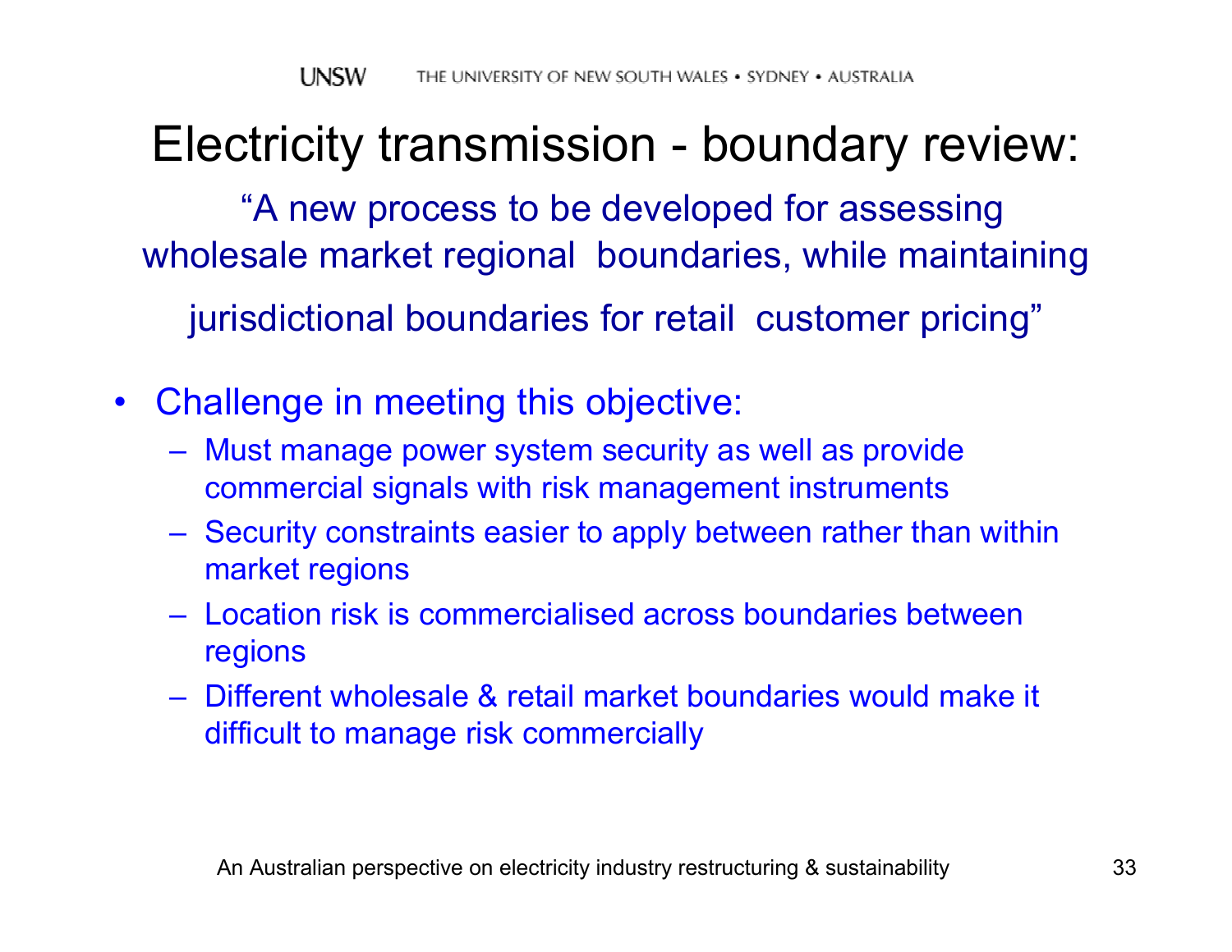# Electricity transmission - boundary review:

"A new process to be developed for assessing wholesale market regional boundaries, while maintaining jurisdictional boundaries for retail customer pricing"

- Challenge in meeting this objective:
  - Must manage power system security as well as provide commercial signals with risk management instruments
  - Security constraints easier to apply between rather than within market regions
  - Location risk is commercialised across boundaries between regions
  - Different wholesale & retail market boundaries would make it difficult to manage risk commercially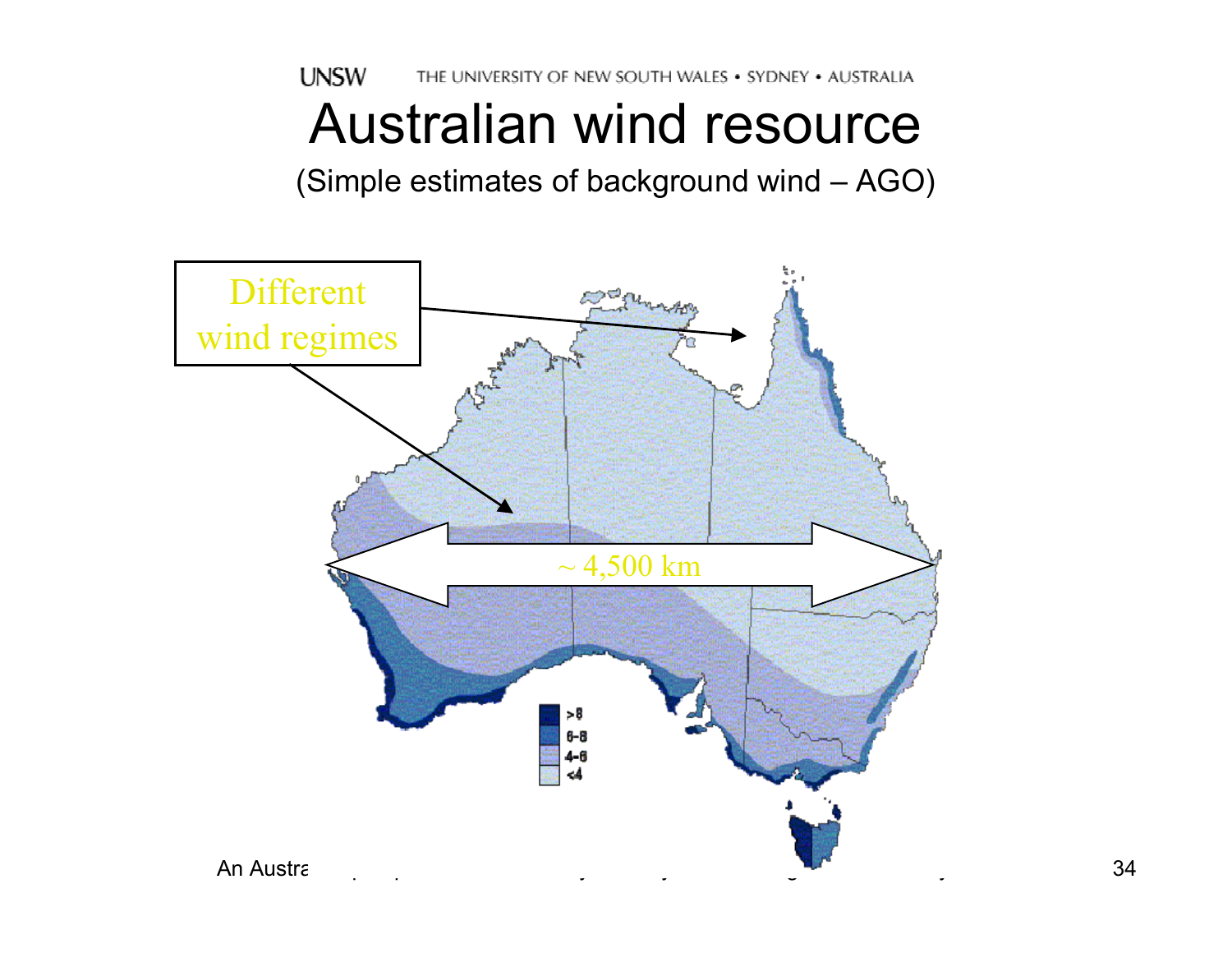# Australian wind resource

(Simple estimates of background wind – AGO)

Different wind regimes

~ 4,500 km

| |
|---|
| >8 |
| 6-8 |
| 4-6 |
| <4 |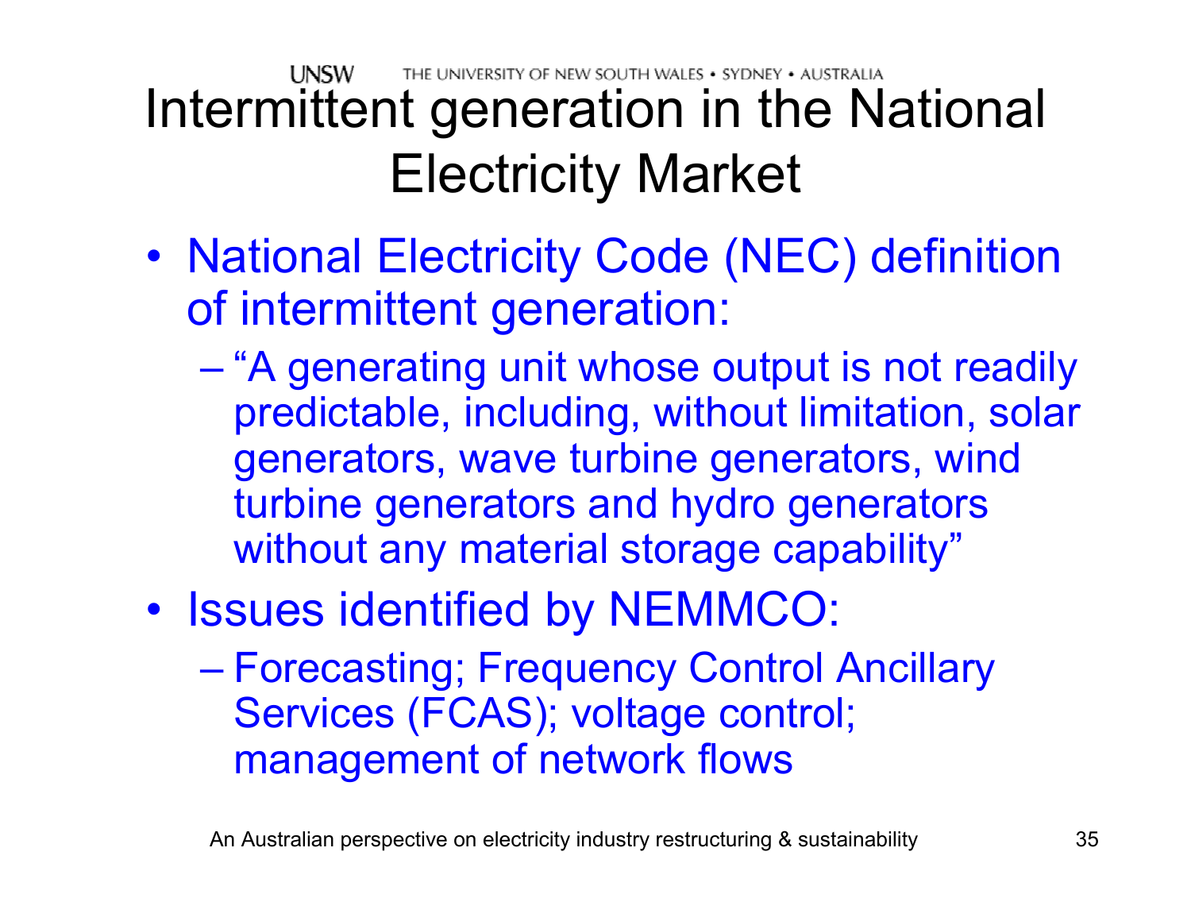# Intermittent generation in the National Electricity Market

- National Electricity Code (NEC) definition of intermittent generation:
  - “A generating unit whose output is not readily predictable, including, without limitation, solar generators, wave turbine generators, wind turbine generators and hydro generators without any material storage capability”
- Issues identified by NEMMCO:
  - Forecasting; Frequency Control Ancillary Services (FCAS); voltage control; management of network flows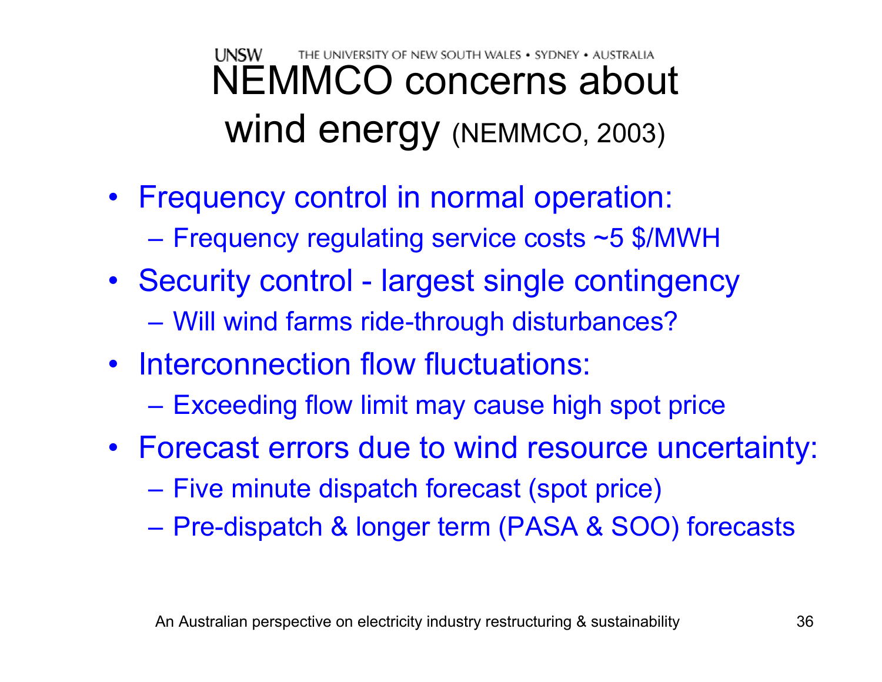# NEMMCO concerns about wind energy (NEMMCO, 2003)

- Frequency control in normal operation:
  - Frequency regulating service costs ~5 $/MWH
- Security control - largest single contingency
  - Will wind farms ride-through disturbances?
- Interconnection flow fluctuations:
  - Exceeding flow limit may cause high spot price
- Forecast errors due to wind resource uncertainty:
  - Five minute dispatch forecast (spot price)
  - Pre-dispatch & longer term (PASA & SOO) forecasts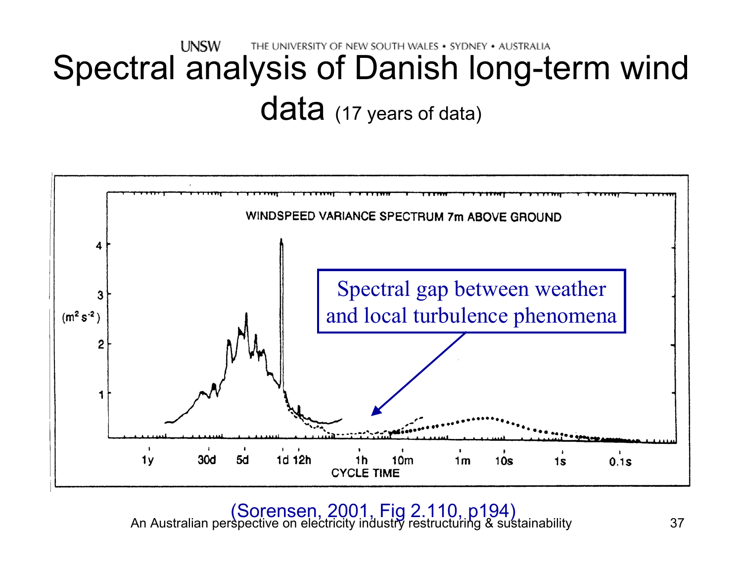# Spectral analysis of Danish long-term wind data (17 years of data)

WINDSPEED VARIANCE SPECTRUM 7m ABOVE GROUND

Spectral gap between weather and local turbulence phenomena

(Sorensen, 2001, Fig 2.110, p194)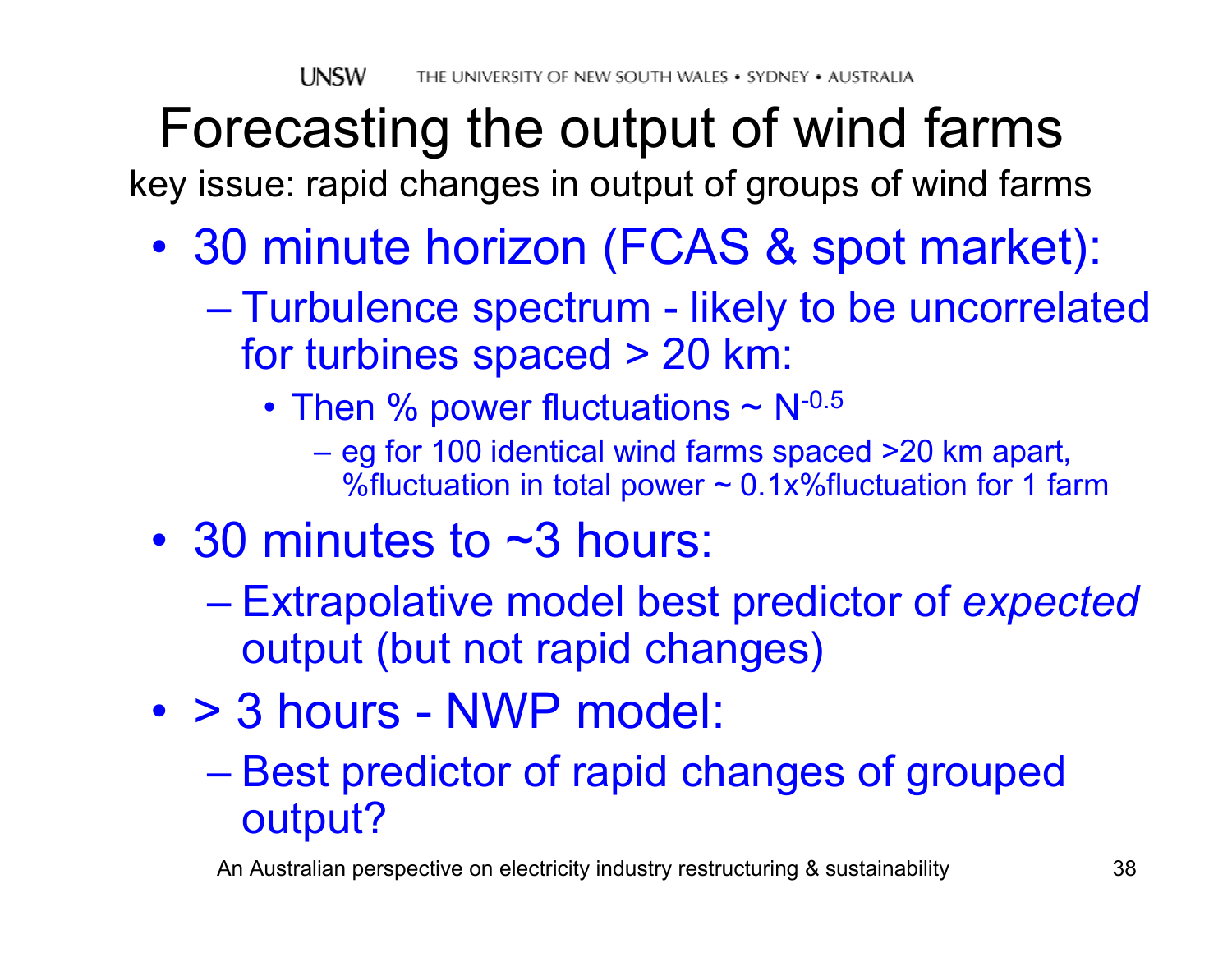# Forecasting the output of wind farms

key issue: rapid changes in output of groups of wind farms

- 30 minute horizon (FCAS & spot market):
  - Turbulence spectrum - likely to be uncorrelated for turbines spaced > 20 km:
    - Then % power fluctuations ~ $N^{-0.5}$
      - eg for 100 identical wind farms spaced >20 km apart, %fluctuation in total power ~ 0.1x%fluctuation for 1 farm
- 30 minutes to ~3 hours:
  - Extrapolative model best predictor of *expected* output (but not rapid changes)
- > 3 hours - NWP model:
  - Best predictor of rapid changes of grouped output?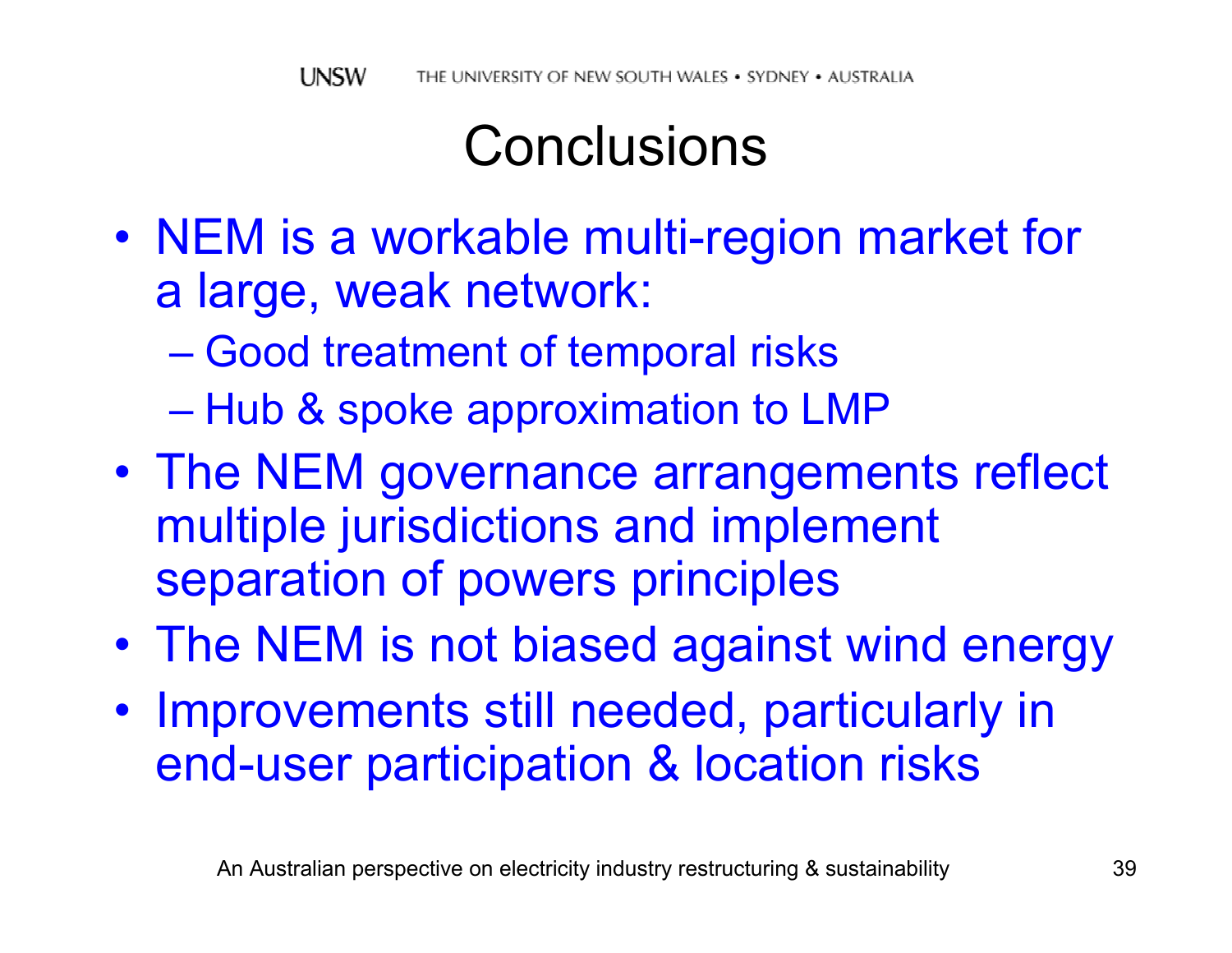# Conclusions

- NEM is a workable multi-region market for a large, weak network:
  - Good treatment of temporal risks
  - Hub & spoke approximation to LMP
- The NEM governance arrangements reflect multiple jurisdictions and implement separation of powers principles
- The NEM is not biased against wind energy
- Improvements still needed, particularly in end-user participation & location risks